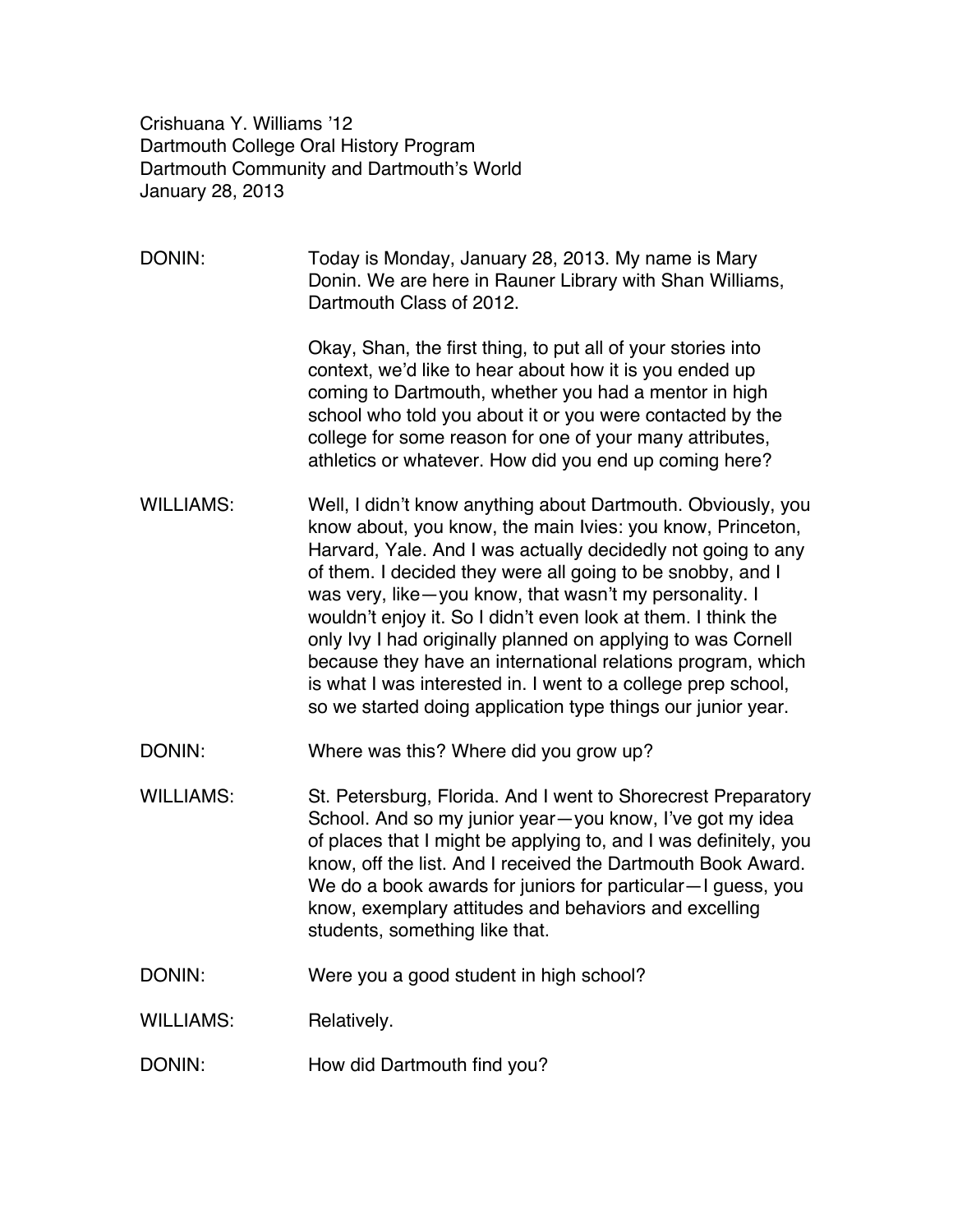Crishuana Y. Williams '12
Dartmouth College Oral History Program
Dartmouth Community and Dartmouth's World
January 28, 2013

DONIN: Today is Monday, January 28, 2013. My name is Mary Donin. We are here in Rauner Library with Shan Williams, Dartmouth Class of 2012.

Okay, Shan, the first thing, to put all of your stories into context, we'd like to hear about how it is you ended up coming to Dartmouth, whether you had a mentor in high school who told you about it or you were contacted by the college for some reason for one of your many attributes, athletics or whatever. How did you end up coming here?

WILLIAMS: Well, I didn't know anything about Dartmouth. Obviously, you know about, you know, the main Ivies: you know, Princeton, Harvard, Yale. And I was actually decidedly not going to any of them. I decided they were all going to be snobby, and I was very, like—you know, that wasn't my personality. I wouldn't enjoy it. So I didn't even look at them. I think the only Ivy I had originally planned on applying to was Cornell because they have an international relations program, which is what I was interested in. I went to a college prep school, so we started doing application type things our junior year.

DONIN: Where was this? Where did you grow up?

WILLIAMS: St. Petersburg, Florida. And I went to Shorecrest Preparatory School. And so my junior year—you know, I've got my idea of places that I might be applying to, and I was definitely, you know, off the list. And I received the Dartmouth Book Award. We do a book awards for juniors for particular—I guess, you know, exemplary attitudes and behaviors and excelling students, something like that.

DONIN: Were you a good student in high school?

WILLIAMS: Relatively.

DONIN: How did Dartmouth find you?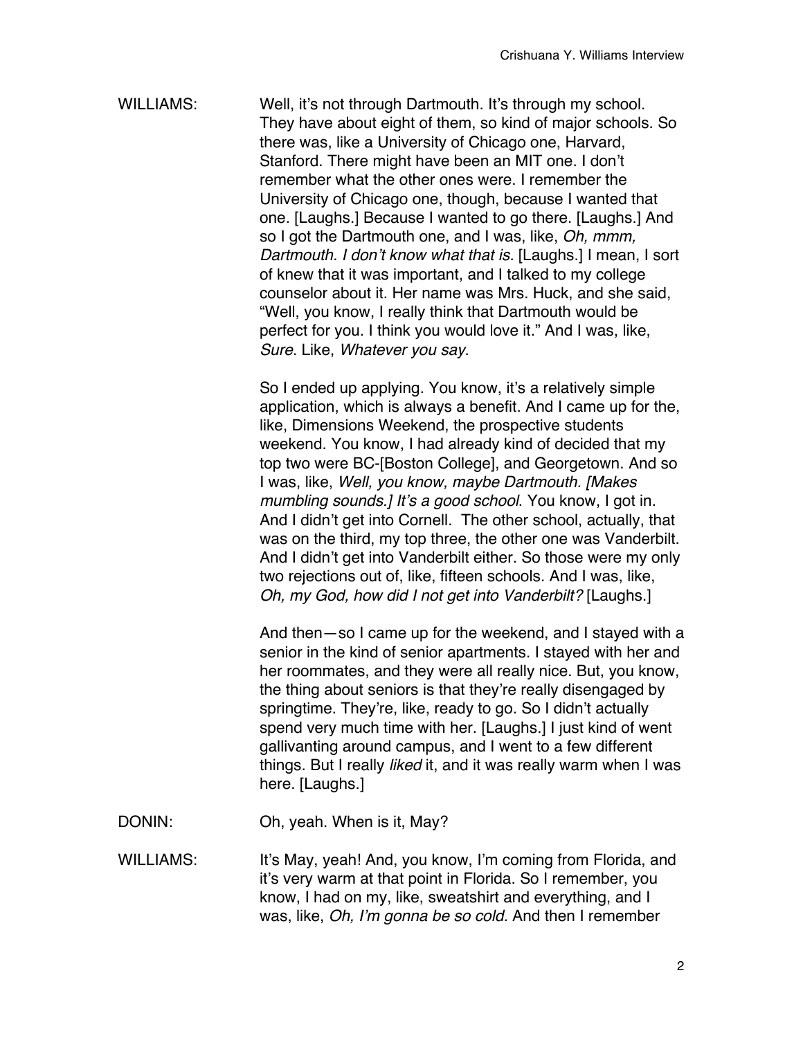WILLIAMS: Well, it's not through Dartmouth. It's through my school. They have about eight of them, so kind of major schools. So there was, like a University of Chicago one, Harvard, Stanford. There might have been an MIT one. I don't remember what the other ones were. I remember the University of Chicago one, though, because I wanted that one. [Laughs.] Because I wanted to go there. [Laughs.] And so I got the Dartmouth one, and I was, like, *Oh, mmm, Dartmouth. I don't know what that is.* [Laughs.] I mean, I sort of knew that it was important, and I talked to my college counselor about it. Her name was Mrs. Huck, and she said, "Well, you know, I really think that Dartmouth would be perfect for you. I think you would love it." And I was, like, *Sure*. Like, *Whatever you say*.

So I ended up applying. You know, it's a relatively simple application, which is always a benefit. And I came up for the, like, Dimensions Weekend, the prospective students weekend. You know, I had already kind of decided that my top two were BC-[Boston College], and Georgetown. And so I was, like, *Well, you know, maybe Dartmouth. [Makes mumbling sounds.] It's a good school*. You know, I got in. And I didn't get into Cornell. The other school, actually, that was on the third, my top three, the other one was Vanderbilt. And I didn't get into Vanderbilt either. So those were my only two rejections out of, like, fifteen schools. And I was, like, *Oh, my God, how did I not get into Vanderbilt?* [Laughs.]

And then—so I came up for the weekend, and I stayed with a senior in the kind of senior apartments. I stayed with her and her roommates, and they were all really nice. But, you know, the thing about seniors is that they're really disengaged by springtime. They're, like, ready to go. So I didn't actually spend very much time with her. [Laughs.] I just kind of went gallivanting around campus, and I went to a few different things. But I really *liked* it, and it was really warm when I was here. [Laughs.]

DONIN: Oh, yeah. When is it, May?

WILLIAMS: It's May, yeah! And, you know, I'm coming from Florida, and it's very warm at that point in Florida. So I remember, you know, I had on my, like, sweatshirt and everything, and I was, like, *Oh, I'm gonna be so cold.* And then I remember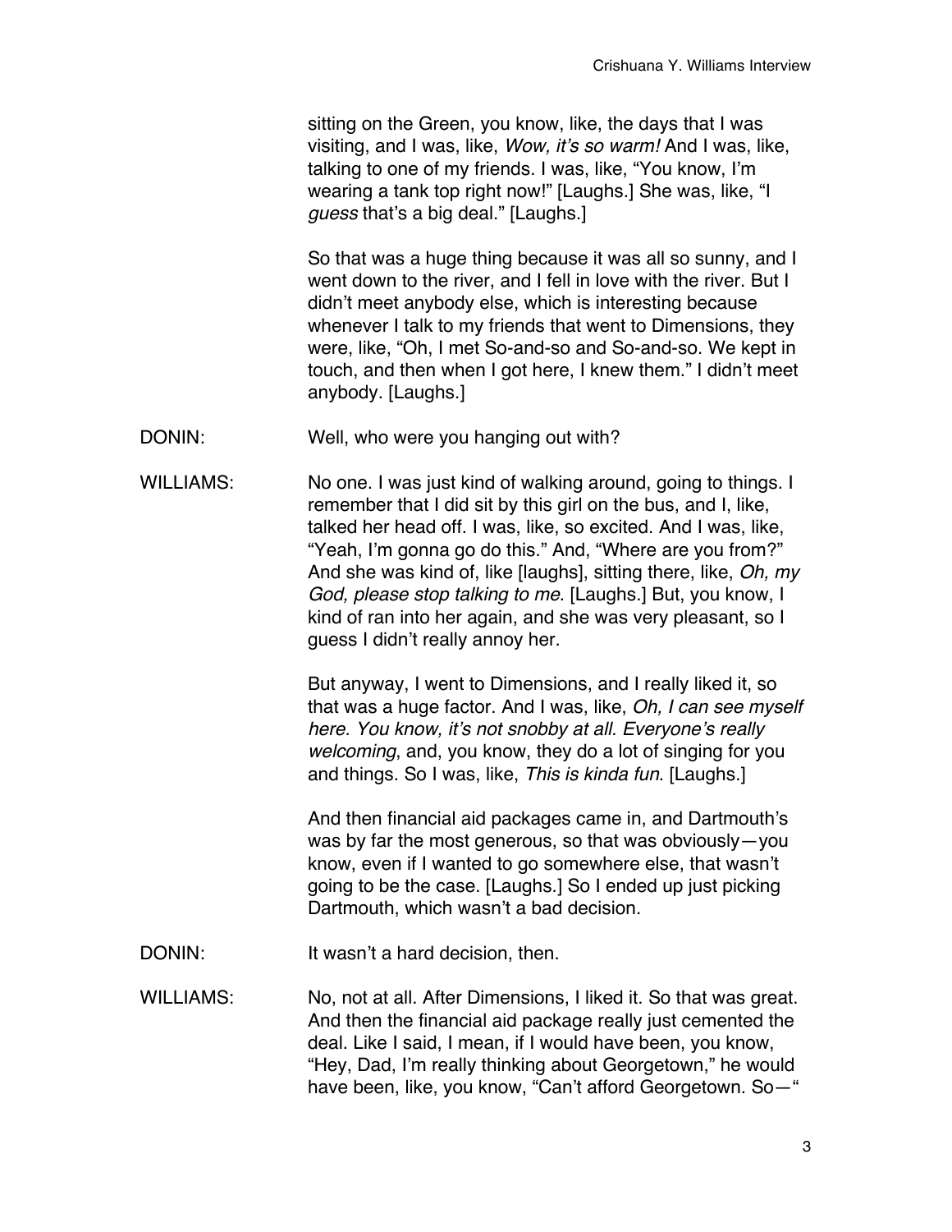sitting on the Green, you know, like, the days that I was visiting, and I was, like, *Wow, it's so warm!* And I was, like, talking to one of my friends. I was, like, "You know, I'm wearing a tank top right now!" [Laughs.] She was, like, "I *guess* that's a big deal." [Laughs.]

So that was a huge thing because it was all so sunny, and I went down to the river, and I fell in love with the river. But I didn't meet anybody else, which is interesting because whenever I talk to my friends that went to Dimensions, they were, like, "Oh, I met So-and-so and So-and-so. We kept in touch, and then when I got here, I knew them." I didn't meet anybody. [Laughs.]

DONIN: Well, who were you hanging out with?

WILLIAMS: No one. I was just kind of walking around, going to things. I remember that I did sit by this girl on the bus, and I, like, talked her head off. I was, like, so excited. And I was, like, "Yeah, I'm gonna go do this." And, "Where are you from?" And she was kind of, like [laughs], sitting there, like, *Oh, my God, please stop talking to me*. [Laughs.] But, you know, I kind of ran into her again, and she was very pleasant, so I guess I didn't really annoy her.

But anyway, I went to Dimensions, and I really liked it, so that was a huge factor. And I was, like, *Oh, I can see myself here. You know, it's not snobby at all. Everyone's really welcoming*, and, you know, they do a lot of singing for you and things. So I was, like, *This is kinda fun*. [Laughs.]

And then financial aid packages came in, and Dartmouth's was by far the most generous, so that was obviously—you know, even if I wanted to go somewhere else, that wasn't going to be the case. [Laughs.] So I ended up just picking Dartmouth, which wasn't a bad decision.

DONIN: It wasn't a hard decision, then.

WILLIAMS: No, not at all. After Dimensions, I liked it. So that was great. And then the financial aid package really just cemented the deal. Like I said, I mean, if I would have been, you know, "Hey, Dad, I'm really thinking about Georgetown," he would have been, like, you know, "Can't afford Georgetown. So—"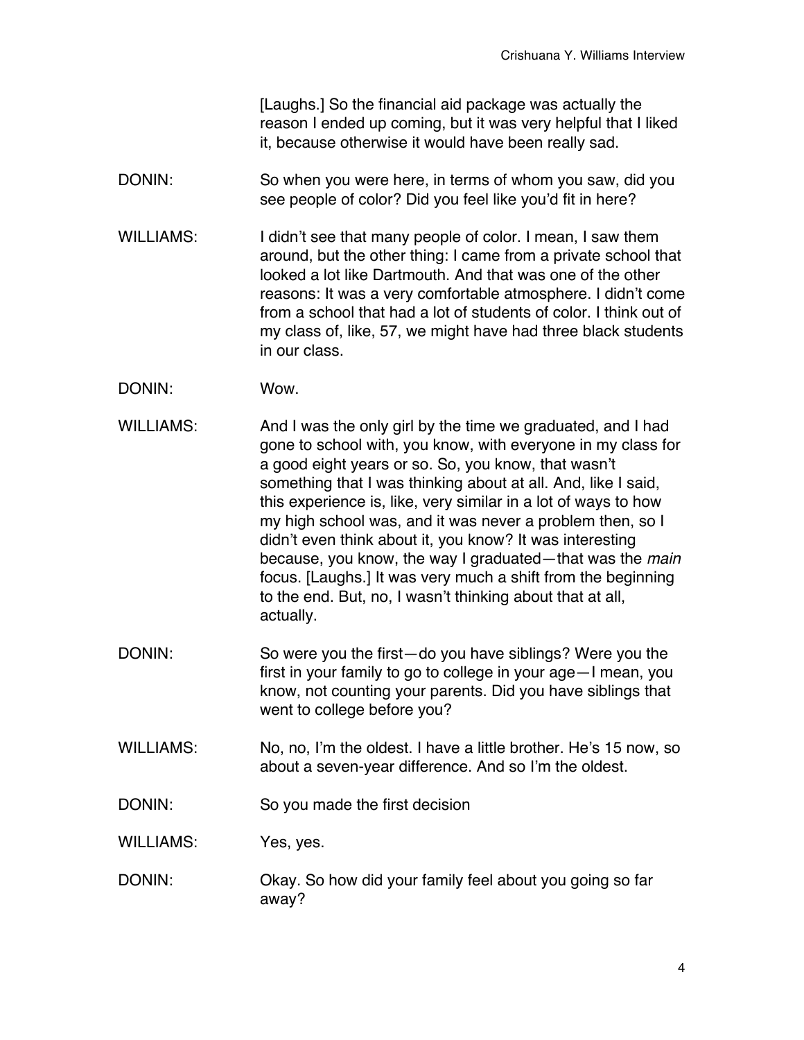[Laughs.] So the financial aid package was actually the reason I ended up coming, but it was very helpful that I liked it, because otherwise it would have been really sad.

DONIN: So when you were here, in terms of whom you saw, did you see people of color? Did you feel like you'd fit in here?

WILLIAMS: I didn't see that many people of color. I mean, I saw them around, but the other thing: I came from a private school that looked a lot like Dartmouth. And that was one of the other reasons: It was a very comfortable atmosphere. I didn't come from a school that had a lot of students of color. I think out of my class of, like, 57, we might have had three black students in our class.

DONIN: Wow.

WILLIAMS: And I was the only girl by the time we graduated, and I had gone to school with, you know, with everyone in my class for a good eight years or so. So, you know, that wasn't something that I was thinking about at all. And, like I said, this experience is, like, very similar in a lot of ways to how my high school was, and it was never a problem then, so I didn't even think about it, you know? It was interesting because, you know, the way I graduated—that was the *main* focus. [Laughs.] It was very much a shift from the beginning to the end. But, no, I wasn't thinking about that at all, actually.

DONIN: So were you the first—do you have siblings? Were you the first in your family to go to college in your age—I mean, you know, not counting your parents. Did you have siblings that went to college before you?

WILLIAMS: No, no, I'm the oldest. I have a little brother. He's 15 now, so about a seven-year difference. And so I'm the oldest.

DONIN: So you made the first decision

WILLIAMS: Yes, yes.

DONIN: Okay. So how did your family feel about you going so far away?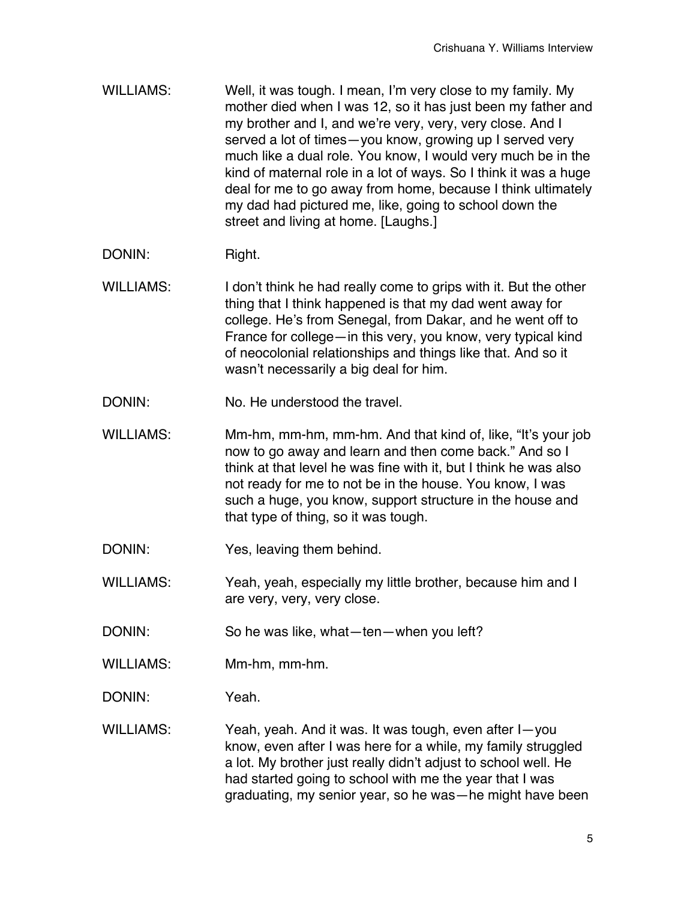WILLIAMS: Well, it was tough. I mean, I'm very close to my family. My mother died when I was 12, so it has just been my father and my brother and I, and we're very, very, very close. And I served a lot of times—you know, growing up I served very much like a dual role. You know, I would very much be in the kind of maternal role in a lot of ways. So I think it was a huge deal for me to go away from home, because I think ultimately my dad had pictured me, like, going to school down the street and living at home. [Laughs.]

DONIN: Right.

WILLIAMS: I don't think he had really come to grips with it. But the other thing that I think happened is that my dad went away for college. He's from Senegal, from Dakar, and he went off to France for college—in this very, you know, very typical kind of neocolonial relationships and things like that. And so it wasn't necessarily a big deal for him.

DONIN: No. He understood the travel.

WILLIAMS: Mm-hm, mm-hm, mm-hm. And that kind of, like, "It's your job now to go away and learn and then come back." And so I think at that level he was fine with it, but I think he was also not ready for me to not be in the house. You know, I was such a huge, you know, support structure in the house and that type of thing, so it was tough.

DONIN: Yes, leaving them behind.

WILLIAMS: Yeah, yeah, especially my little brother, because him and I are very, very, very close.

DONIN: So he was like, what—ten—when you left?

WILLIAMS: Mm-hm, mm-hm.

DONIN: Yeah.

WILLIAMS: Yeah, yeah. And it was. It was tough, even after I—you know, even after I was here for a while, my family struggled a lot. My brother just really didn't adjust to school well. He had started going to school with me the year that I was graduating, my senior year, so he was—he might have been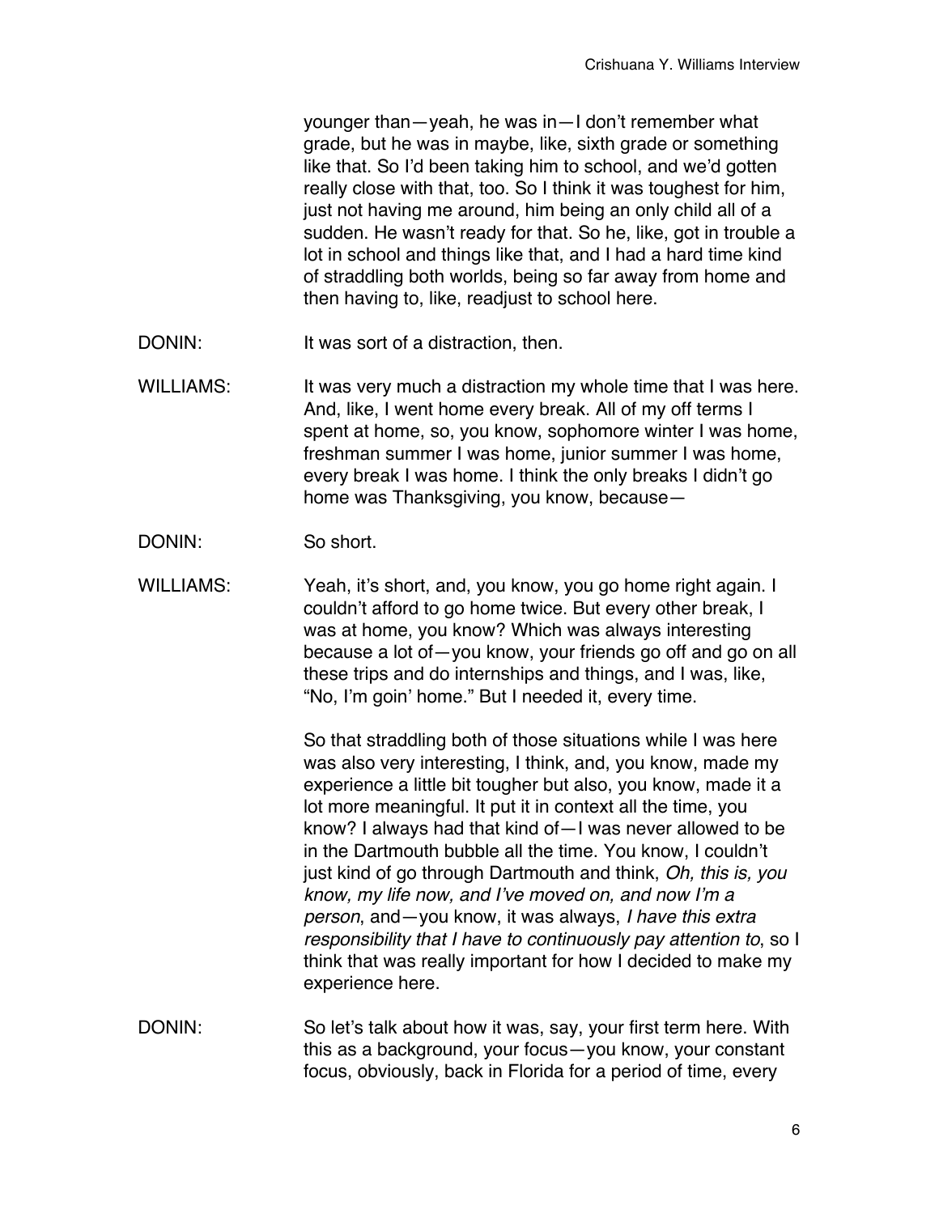younger than—yeah, he was in—I don't remember what grade, but he was in maybe, like, sixth grade or something like that. So I'd been taking him to school, and we'd gotten really close with that, too. So I think it was toughest for him, just not having me around, him being an only child all of a sudden. He wasn't ready for that. So he, like, got in trouble a lot in school and things like that, and I had a hard time kind of straddling both worlds, being so far away from home and then having to, like, readjust to school here.

DONIN: It was sort of a distraction, then.

WILLIAMS: It was very much a distraction my whole time that I was here. And, like, I went home every break. All of my off terms I spent at home, so, you know, sophomore winter I was home, freshman summer I was home, junior summer I was home, every break I was home. I think the only breaks I didn't go home was Thanksgiving, you know, because—

DONIN: So short.

WILLIAMS: Yeah, it's short, and, you know, you go home right again. I couldn't afford to go home twice. But every other break, I was at home, you know? Which was always interesting because a lot of—you know, your friends go off and go on all these trips and do internships and things, and I was, like, "No, I'm goin' home." But I needed it, every time.

So that straddling both of those situations while I was here was also very interesting, I think, and, you know, made my experience a little bit tougher but also, you know, made it a lot more meaningful. It put it in context all the time, you know? I always had that kind of—I was never allowed to be in the Dartmouth bubble all the time. You know, I couldn't just kind of go through Dartmouth and think, *Oh, this is, you know, my life now, and I've moved on, and now I'm a person*, and—you know, it was always, *I have this extra responsibility that I have to continuously pay attention to*, so I think that was really important for how I decided to make my experience here.

DONIN: So let's talk about how it was, say, your first term here. With this as a background, your focus—you know, your constant focus, obviously, back in Florida for a period of time, every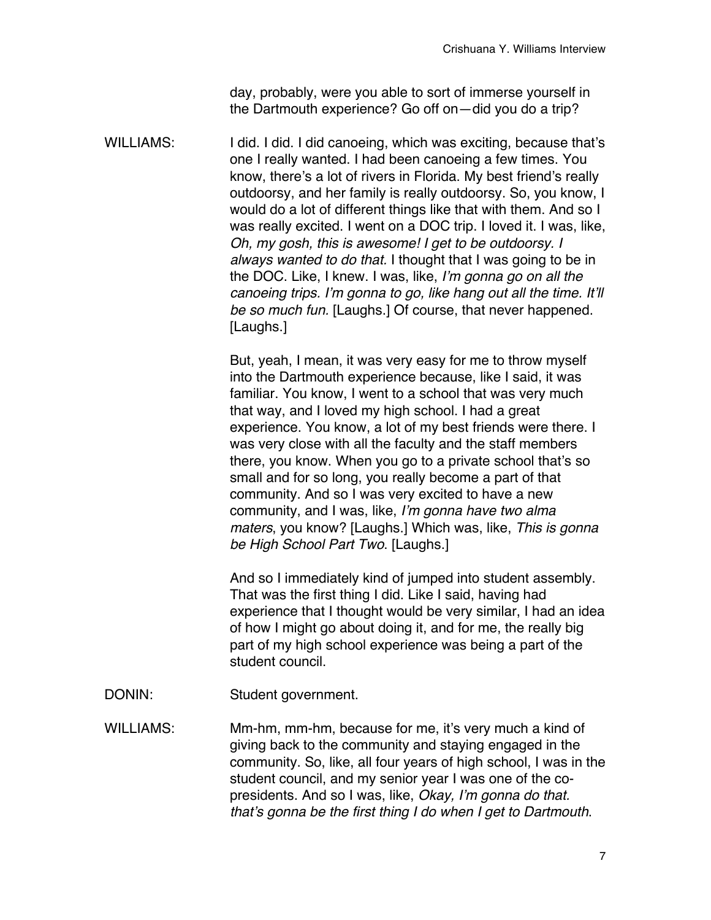day, probably, were you able to sort of immerse yourself in the Dartmouth experience? Go off on—did you do a trip?

WILLIAMS: I did. I did. I did canoeing, which was exciting, because that's one I really wanted. I had been canoeing a few times. You know, there's a lot of rivers in Florida. My best friend's really outdoorsy, and her family is really outdoorsy. So, you know, I would do a lot of different things like that with them. And so I was really excited. I went on a DOC trip. I loved it. I was, like, *Oh, my gosh, this is awesome! I get to be outdoorsy. I always wanted to do that.* I thought that I was going to be in the DOC. Like, I knew. I was, like, *I'm gonna go on all the canoeing trips. I'm gonna to go, like hang out all the time. It'll be so much fun.* [Laughs.] Of course, that never happened. [Laughs.]

But, yeah, I mean, it was very easy for me to throw myself into the Dartmouth experience because, like I said, it was familiar. You know, I went to a school that was very much that way, and I loved my high school. I had a great experience. You know, a lot of my best friends were there. I was very close with all the faculty and the staff members there, you know. When you go to a private school that's so small and for so long, you really become a part of that community. And so I was very excited to have a new community, and I was, like, *I'm gonna have two alma maters*, you know? [Laughs.] Which was, like, *This is gonna be High School Part Two*. [Laughs.]

And so I immediately kind of jumped into student assembly. That was the first thing I did. Like I said, having had experience that I thought would be very similar, I had an idea of how I might go about doing it, and for me, the really big part of my high school experience was being a part of the student council.

DONIN: Student government.

WILLIAMS: Mm-hm, mm-hm, because for me, it's very much a kind of giving back to the community and staying engaged in the community. So, like, all four years of high school, I was in the student council, and my senior year I was one of the co-presidents. And so I was, like, *Okay, I'm gonna do that. that's gonna be the first thing I do when I get to Dartmouth*.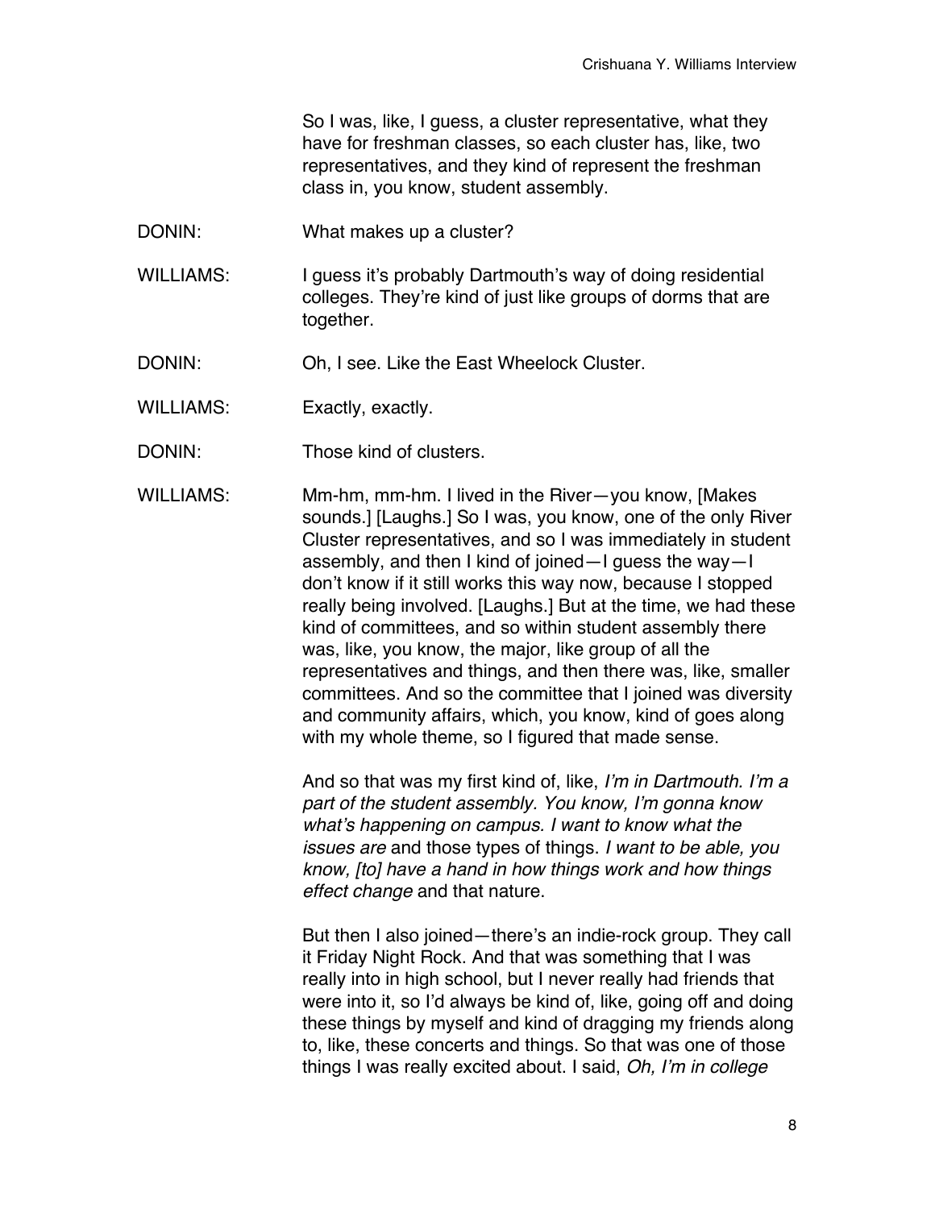So I was, like, I guess, a cluster representative, what they have for freshman classes, so each cluster has, like, two representatives, and they kind of represent the freshman class in, you know, student assembly.

DONIN: What makes up a cluster?

WILLIAMS: I guess it's probably Dartmouth's way of doing residential colleges. They're kind of just like groups of dorms that are together.

DONIN: Oh, I see. Like the East Wheelock Cluster.

WILLIAMS: Exactly, exactly.

DONIN: Those kind of clusters.

WILLIAMS: Mm-hm, mm-hm. I lived in the River—you know, [Makes sounds.] [Laughs.] So I was, you know, one of the only River Cluster representatives, and so I was immediately in student assembly, and then I kind of joined—I guess the way—I don't know if it still works this way now, because I stopped really being involved. [Laughs.] But at the time, we had these kind of committees, and so within student assembly there was, like, you know, the major, like group of all the representatives and things, and then there was, like, smaller committees. And so the committee that I joined was diversity and community affairs, which, you know, kind of goes along with my whole theme, so I figured that made sense.

And so that was my first kind of, like, *I'm in Dartmouth. I'm a part of the student assembly. You know, I'm gonna know what's happening on campus. I want to know what the issues are* and those types of things. *I want to be able, you know, [to] have a hand in how things work and how things effect change* and that nature.

But then I also joined—there's an indie-rock group. They call it Friday Night Rock. And that was something that I was really into in high school, but I never really had friends that were into it, so I'd always be kind of, like, going off and doing these things by myself and kind of dragging my friends along to, like, these concerts and things. So that was one of those things I was really excited about. I said, *Oh, I'm in college*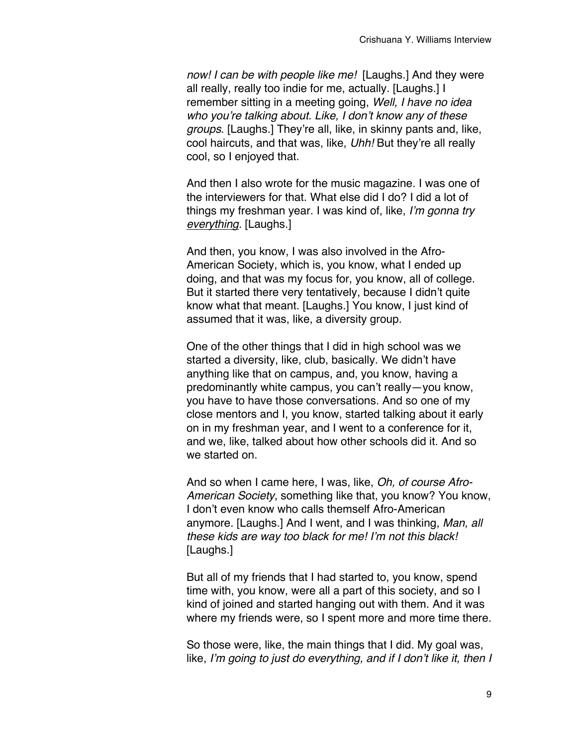*now! I can be with people like me!* [Laughs.] And they were all really, really too indie for me, actually. [Laughs.] I remember sitting in a meeting going, *Well, I have no idea who you're talking about. Like, I don't know any of these groups*. [Laughs.] They're all, like, in skinny pants and, like, cool haircuts, and that was, like, *Uhh!* But they're all really cool, so I enjoyed that.

And then I also wrote for the music magazine. I was one of the interviewers for that. What else did I do? I did a lot of things my freshman year. I was kind of, like, *I'm gonna try <u>everything</u>*. [Laughs.]

And then, you know, I was also involved in the Afro-American Society, which is, you know, what I ended up doing, and that was my focus for, you know, all of college. But it started there very tentatively, because I didn't quite know what that meant. [Laughs.] You know, I just kind of assumed that it was, like, a diversity group.

One of the other things that I did in high school was we started a diversity, like, club, basically. We didn't have anything like that on campus, and, you know, having a predominantly white campus, you can't really—you know, you have to have those conversations. And so one of my close mentors and I, you know, started talking about it early on in my freshman year, and I went to a conference for it, and we, like, talked about how other schools did it. And so we started on.

And so when I came here, I was, like, *Oh, of course Afro-American Society*, something like that, you know? You know, I don't even know who calls themself Afro-American anymore. [Laughs.] And I went, and I was thinking, *Man, all these kids are way too black for me! I'm not this black!* [Laughs.]

But all of my friends that I had started to, you know, spend time with, you know, were all a part of this society, and so I kind of joined and started hanging out with them. And it was where my friends were, so I spent more and more time there.

So those were, like, the main things that I did. My goal was, like, *I'm going to just do everything, and if I don't like it, then I*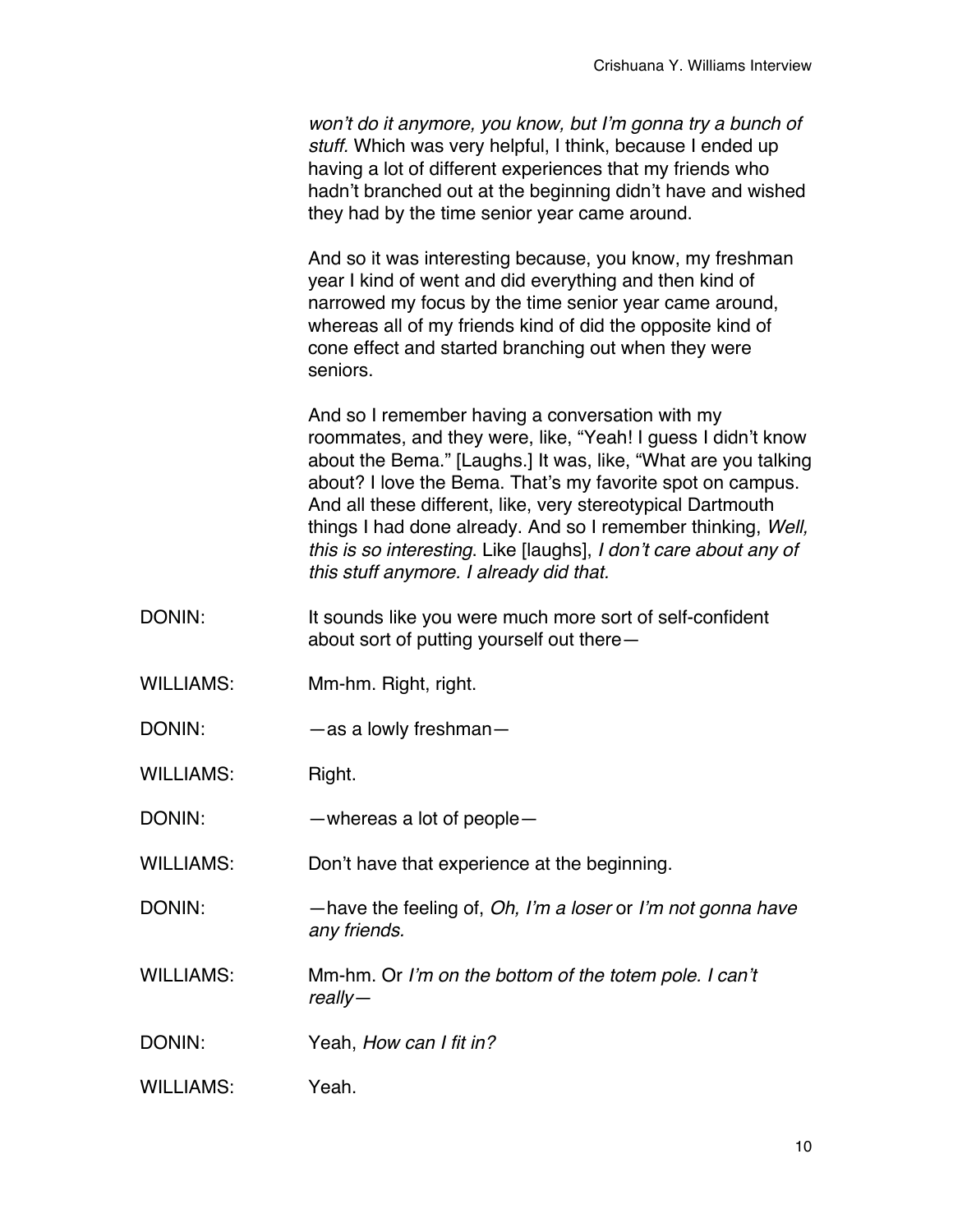*won't do it anymore, you know, but I'm gonna try a bunch of stuff.* Which was very helpful, I think, because I ended up having a lot of different experiences that my friends who hadn't branched out at the beginning didn't have and wished they had by the time senior year came around.

And so it was interesting because, you know, my freshman year I kind of went and did everything and then kind of narrowed my focus by the time senior year came around, whereas all of my friends kind of did the opposite kind of cone effect and started branching out when they were seniors.

And so I remember having a conversation with my roommates, and they were, like, "Yeah! I guess I didn't know about the Bema." [Laughs.] It was, like, "What are you talking about? I love the Bema. That's my favorite spot on campus. And all these different, like, very stereotypical Dartmouth things I had done already. And so I remember thinking, *Well, this is so interesting*. Like [laughs], *I don't care about any of this stuff anymore. I already did that.*

DONIN: It sounds like you were much more sort of self-confident about sort of putting yourself out there—

WILLIAMS: Mm-hm. Right, right.

DONIN: —as a lowly freshman—

WILLIAMS: Right.

DONIN: —whereas a lot of people—

WILLIAMS: Don't have that experience at the beginning.

DONIN: —have the feeling of, *Oh, I'm a loser* or *I'm not gonna have any friends.*

WILLIAMS: Mm-hm. Or *I'm on the bottom of the totem pole. I can't really—*

DONIN: Yeah, *How can I fit in?*

WILLIAMS: Yeah.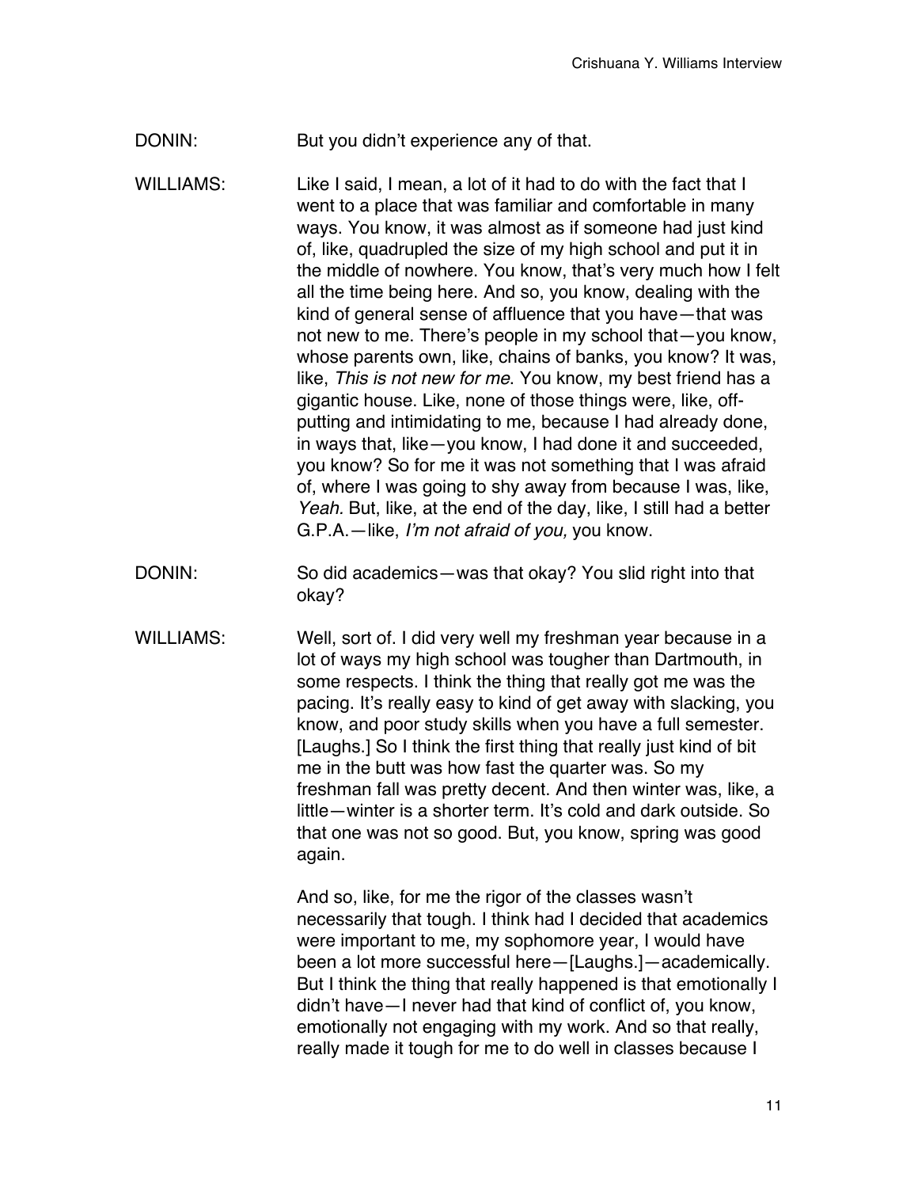DONIN: But you didn't experience any of that.

WILLIAMS: Like I said, I mean, a lot of it had to do with the fact that I went to a place that was familiar and comfortable in many ways. You know, it was almost as if someone had just kind of, like, quadrupled the size of my high school and put it in the middle of nowhere. You know, that's very much how I felt all the time being here. And so, you know, dealing with the kind of general sense of affluence that you have—that was not new to me. There's people in my school that—you know, whose parents own, like, chains of banks, you know? It was, like, *This is not new for me*. You know, my best friend has a gigantic house. Like, none of those things were, like, off-putting and intimidating to me, because I had already done, in ways that, like—you know, I had done it and succeeded, you know? So for me it was not something that I was afraid of, where I was going to shy away from because I was, like, *Yeah.* But, like, at the end of the day, like, I still had a better G.P.A.—like, *I'm not afraid of you,* you know.

DONIN: So did academics—was that okay? You slid right into that okay?

WILLIAMS: Well, sort of. I did very well my freshman year because in a lot of ways my high school was tougher than Dartmouth, in some respects. I think the thing that really got me was the pacing. It's really easy to kind of get away with slacking, you know, and poor study skills when you have a full semester. [Laughs.] So I think the first thing that really just kind of bit me in the butt was how fast the quarter was. So my freshman fall was pretty decent. And then winter was, like, a little—winter is a shorter term. It's cold and dark outside. So that one was not so good. But, you know, spring was good again.

And so, like, for me the rigor of the classes wasn't necessarily that tough. I think had I decided that academics were important to me, my sophomore year, I would have been a lot more successful here—[Laughs.]—academically. But I think the thing that really happened is that emotionally I didn't have—I never had that kind of conflict of, you know, emotionally not engaging with my work. And so that really, really made it tough for me to do well in classes because I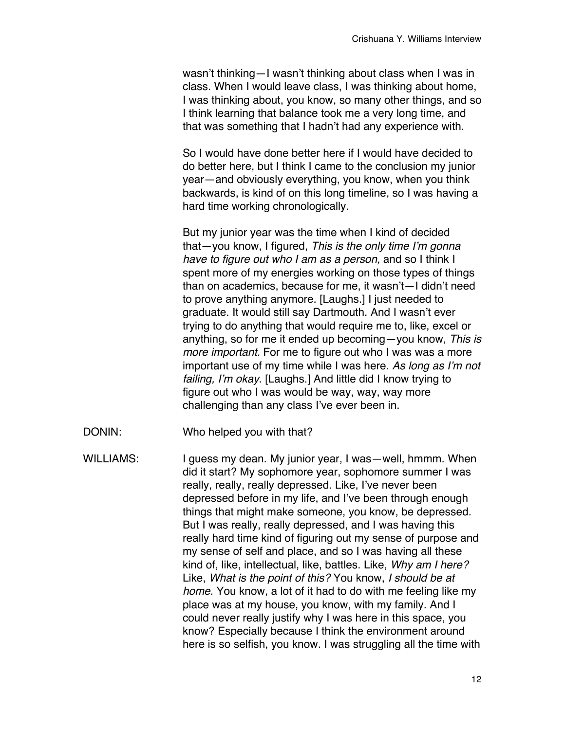wasn't thinking—I wasn't thinking about class when I was in class. When I would leave class, I was thinking about home, I was thinking about, you know, so many other things, and so I think learning that balance took me a very long time, and that was something that I hadn't had any experience with.

So I would have done better here if I would have decided to do better here, but I think I came to the conclusion my junior year—and obviously everything, you know, when you think backwards, is kind of on this long timeline, so I was having a hard time working chronologically.

But my junior year was the time when I kind of decided that—you know, I figured, *This is the only time I'm gonna have to figure out who I am as a person,* and so I think I spent more of my energies working on those types of things than on academics, because for me, it wasn't—I didn't need to prove anything anymore. [Laughs.] I just needed to graduate. It would still say Dartmouth. And I wasn't ever trying to do anything that would require me to, like, excel or anything, so for me it ended up becoming—you know, *This is more important.* For me to figure out who I was was a more important use of my time while I was here. *As long as I'm not failing, I'm okay*. [Laughs.] And little did I know trying to figure out who I was would be way, way, way more challenging than any class I've ever been in.

DONIN: Who helped you with that?

WILLIAMS: I guess my dean. My junior year, I was—well, hmmm. When did it start? My sophomore year, sophomore summer I was really, really, really depressed. Like, I've never been depressed before in my life, and I've been through enough things that might make someone, you know, be depressed. But I was really, really depressed, and I was having this really hard time kind of figuring out my sense of purpose and my sense of self and place, and so I was having all these kind of, like, intellectual, like, battles. Like, *Why am I here?* Like, *What is the point of this?* You know, *I should be at home*. You know, a lot of it had to do with me feeling like my place was at my house, you know, with my family. And I could never really justify why I was here in this space, you know? Especially because I think the environment around here is so selfish, you know. I was struggling all the time with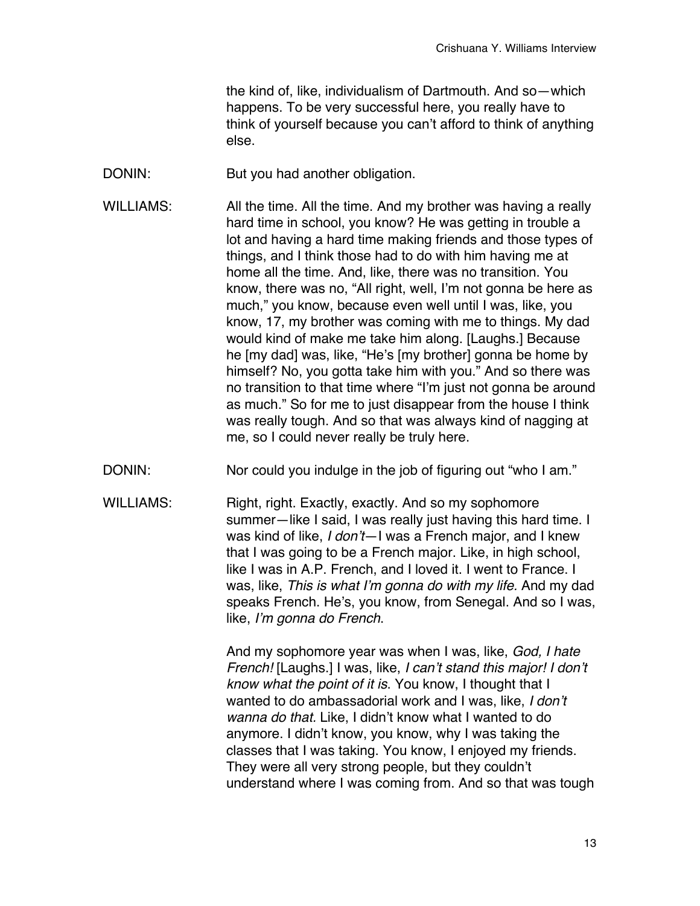the kind of, like, individualism of Dartmouth. And so—which happens. To be very successful here, you really have to think of yourself because you can't afford to think of anything else.

DONIN: But you had another obligation.

WILLIAMS: All the time. All the time. And my brother was having a really hard time in school, you know? He was getting in trouble a lot and having a hard time making friends and those types of things, and I think those had to do with him having me at home all the time. And, like, there was no transition. You know, there was no, "All right, well, I'm not gonna be here as much," you know, because even well until I was, like, you know, 17, my brother was coming with me to things. My dad would kind of make me take him along. [Laughs.] Because he [my dad] was, like, "He's [my brother] gonna be home by himself? No, you gotta take him with you." And so there was no transition to that time where "I'm just not gonna be around as much." So for me to just disappear from the house I think was really tough. And so that was always kind of nagging at me, so I could never really be truly here.

DONIN: Nor could you indulge in the job of figuring out "who I am."

WILLIAMS: Right, right. Exactly, exactly. And so my sophomore summer—like I said, I was really just having this hard time. I was kind of like, *I don't*—I was a French major, and I knew that I was going to be a French major. Like, in high school, like I was in A.P. French, and I loved it. I went to France. I was, like, *This is what I'm gonna do with my life.* And my dad speaks French. He's, you know, from Senegal. And so I was, like, *I'm gonna do French*.

And my sophomore year was when I was, like, *God, I hate French!* [Laughs.] I was, like, *I can't stand this major! I don't know what the point of it is*. You know, I thought that I wanted to do ambassadorial work and I was, like, *I don't wanna do that.* Like, I didn't know what I wanted to do anymore. I didn't know, you know, why I was taking the classes that I was taking. You know, I enjoyed my friends. They were all very strong people, but they couldn't understand where I was coming from. And so that was tough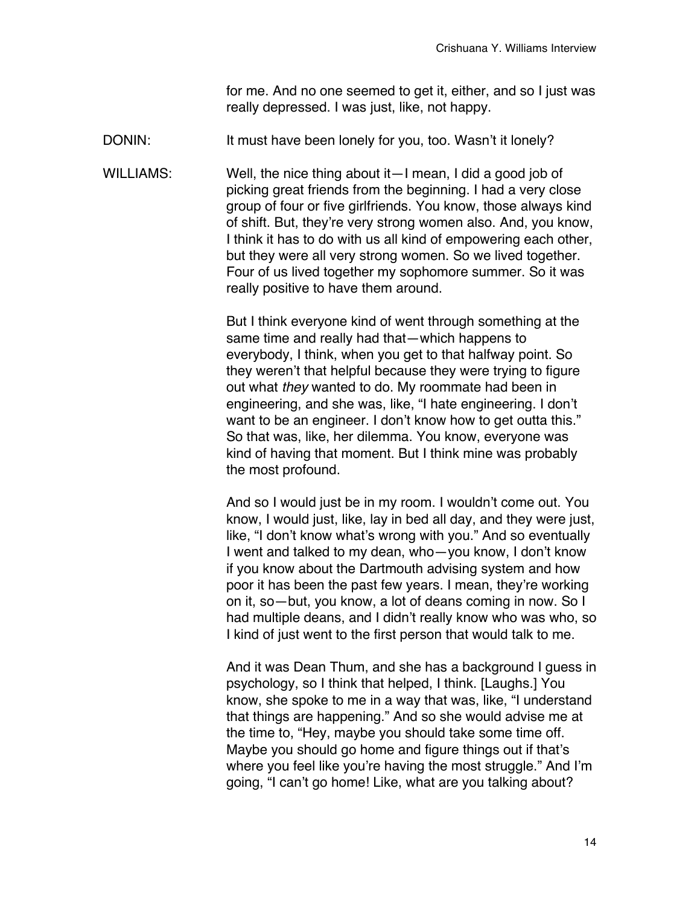for me. And no one seemed to get it, either, and so I just was really depressed. I was just, like, not happy.

DONIN: It must have been lonely for you, too. Wasn't it lonely?

WILLIAMS: Well, the nice thing about it—I mean, I did a good job of picking great friends from the beginning. I had a very close group of four or five girlfriends. You know, those always kind of shift. But, they're very strong women also. And, you know, I think it has to do with us all kind of empowering each other, but they were all very strong women. So we lived together. Four of us lived together my sophomore summer. So it was really positive to have them around.

But I think everyone kind of went through something at the same time and really had that—which happens to everybody, I think, when you get to that halfway point. So they weren't that helpful because they were trying to figure out what *they* wanted to do. My roommate had been in engineering, and she was, like, "I hate engineering. I don't want to be an engineer. I don't know how to get outta this." So that was, like, her dilemma. You know, everyone was kind of having that moment. But I think mine was probably the most profound.

And so I would just be in my room. I wouldn't come out. You know, I would just, like, lay in bed all day, and they were just, like, "I don't know what's wrong with you." And so eventually I went and talked to my dean, who—you know, I don't know if you know about the Dartmouth advising system and how poor it has been the past few years. I mean, they're working on it, so—but, you know, a lot of deans coming in now. So I had multiple deans, and I didn't really know who was who, so I kind of just went to the first person that would talk to me.

And it was Dean Thum, and she has a background I guess in psychology, so I think that helped, I think. [Laughs.] You know, she spoke to me in a way that was, like, "I understand that things are happening." And so she would advise me at the time to, "Hey, maybe you should take some time off. Maybe you should go home and figure things out if that's where you feel like you're having the most struggle." And I'm going, "I can't go home! Like, what are you talking about?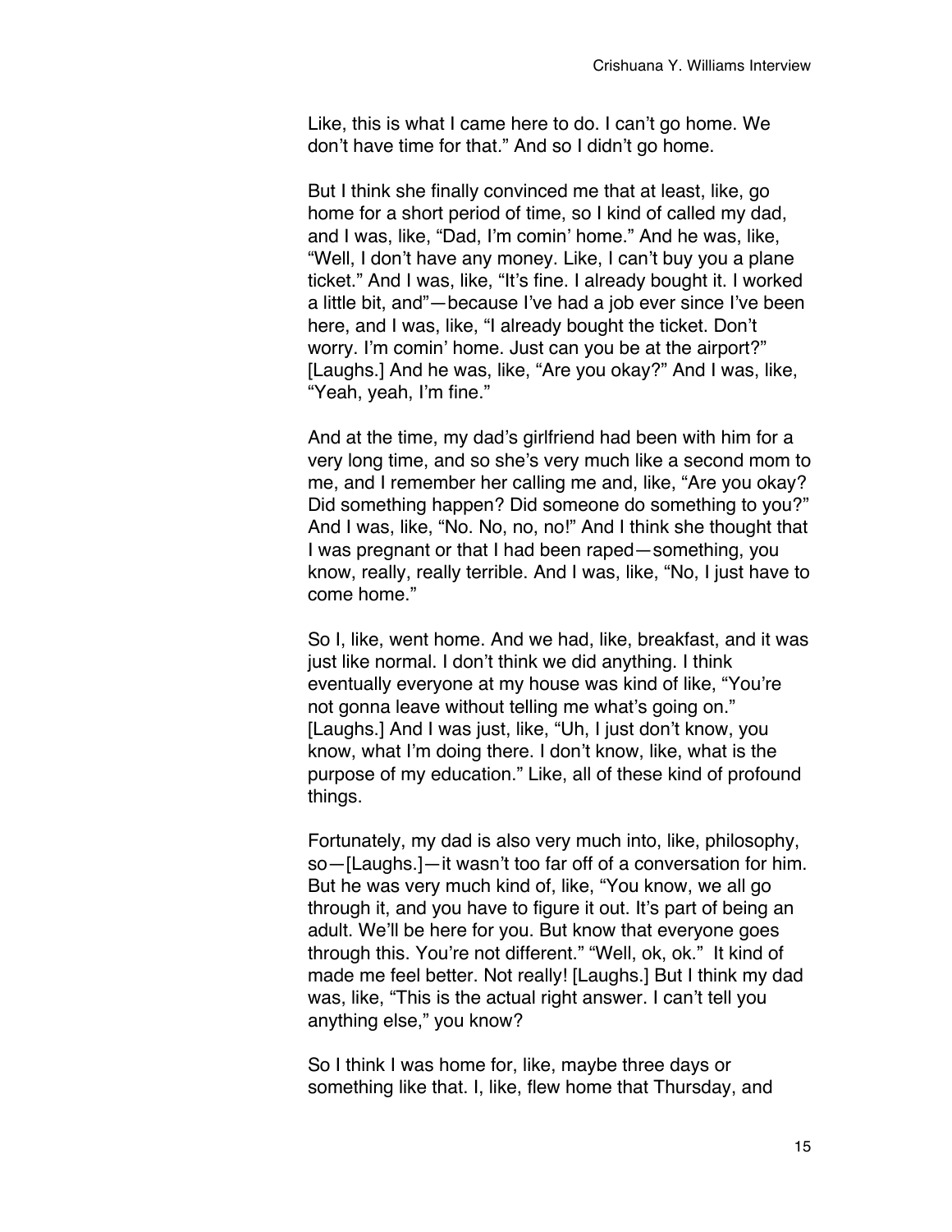Like, this is what I came here to do. I can't go home. We don't have time for that." And so I didn't go home.

But I think she finally convinced me that at least, like, go home for a short period of time, so I kind of called my dad, and I was, like, "Dad, I'm comin' home." And he was, like, "Well, I don't have any money. Like, I can't buy you a plane ticket." And I was, like, "It's fine. I already bought it. I worked a little bit, and"—because I've had a job ever since I've been here, and I was, like, "I already bought the ticket. Don't worry. I'm comin' home. Just can you be at the airport?" [Laughs.] And he was, like, "Are you okay?" And I was, like, "Yeah, yeah, I'm fine."

And at the time, my dad's girlfriend had been with him for a very long time, and so she's very much like a second mom to me, and I remember her calling me and, like, "Are you okay? Did something happen? Did someone do something to you?" And I was, like, "No. No, no, no!" And I think she thought that I was pregnant or that I had been raped—something, you know, really, really terrible. And I was, like, "No, I just have to come home."

So I, like, went home. And we had, like, breakfast, and it was just like normal. I don't think we did anything. I think eventually everyone at my house was kind of like, "You're not gonna leave without telling me what's going on." [Laughs.] And I was just, like, "Uh, I just don't know, you know, what I'm doing there. I don't know, like, what is the purpose of my education." Like, all of these kind of profound things.

Fortunately, my dad is also very much into, like, philosophy, so—[Laughs.]—it wasn't too far off of a conversation for him. But he was very much kind of, like, "You know, we all go through it, and you have to figure it out. It's part of being an adult. We'll be here for you. But know that everyone goes through this. You're not different." "Well, ok, ok." It kind of made me feel better. Not really! [Laughs.] But I think my dad was, like, "This is the actual right answer. I can't tell you anything else," you know?

So I think I was home for, like, maybe three days or something like that. I, like, flew home that Thursday, and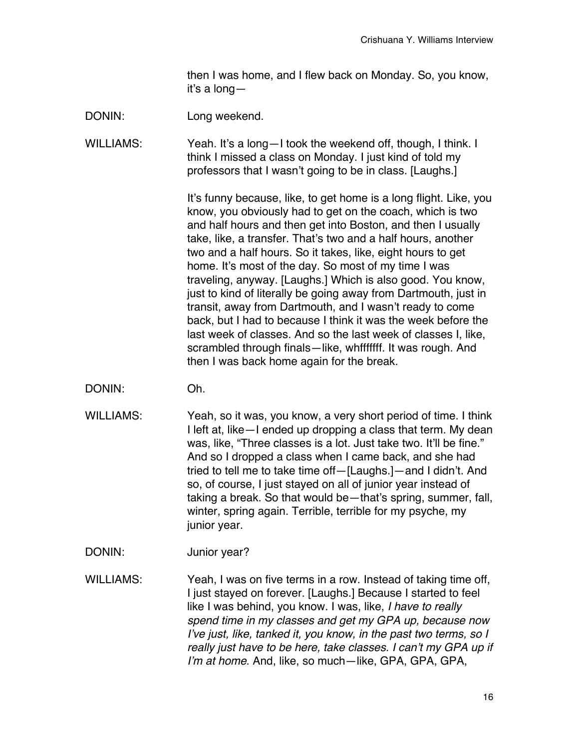then I was home, and I flew back on Monday. So, you know, it's a long—

DONIN: Long weekend.

WILLIAMS: Yeah. It's a long—I took the weekend off, though, I think. I think I missed a class on Monday. I just kind of told my professors that I wasn't going to be in class. [Laughs.]

It's funny because, like, to get home is a long flight. Like, you know, you obviously had to get on the coach, which is two and half hours and then get into Boston, and then I usually take, like, a transfer. That's two and a half hours, another two and a half hours. So it takes, like, eight hours to get home. It's most of the day. So most of my time I was traveling, anyway. [Laughs.] Which is also good. You know, just to kind of literally be going away from Dartmouth, just in transit, away from Dartmouth, and I wasn't ready to come back, but I had to because I think it was the week before the last week of classes. And so the last week of classes I, like, scrambled through finals—like, whfffffff. It was rough. And then I was back home again for the break.

DONIN: Oh.

WILLIAMS: Yeah, so it was, you know, a very short period of time. I think I left at, like—I ended up dropping a class that term. My dean was, like, "Three classes is a lot. Just take two. It'll be fine." And so I dropped a class when I came back, and she had tried to tell me to take time off—[Laughs.]—and I didn't. And so, of course, I just stayed on all of junior year instead of taking a break. So that would be—that's spring, summer, fall, winter, spring again. Terrible, terrible for my psyche, my junior year.

DONIN: Junior year?

WILLIAMS: Yeah, I was on five terms in a row. Instead of taking time off, I just stayed on forever. [Laughs.] Because I started to feel like I was behind, you know. I was, like, *I have to really spend time in my classes and get my GPA up, because now I've just, like, tanked it, you know, in the past two terms, so I really just have to be here, take classes. I can't my GPA up if I'm at home*. And, like, so much—like, GPA, GPA, GPA,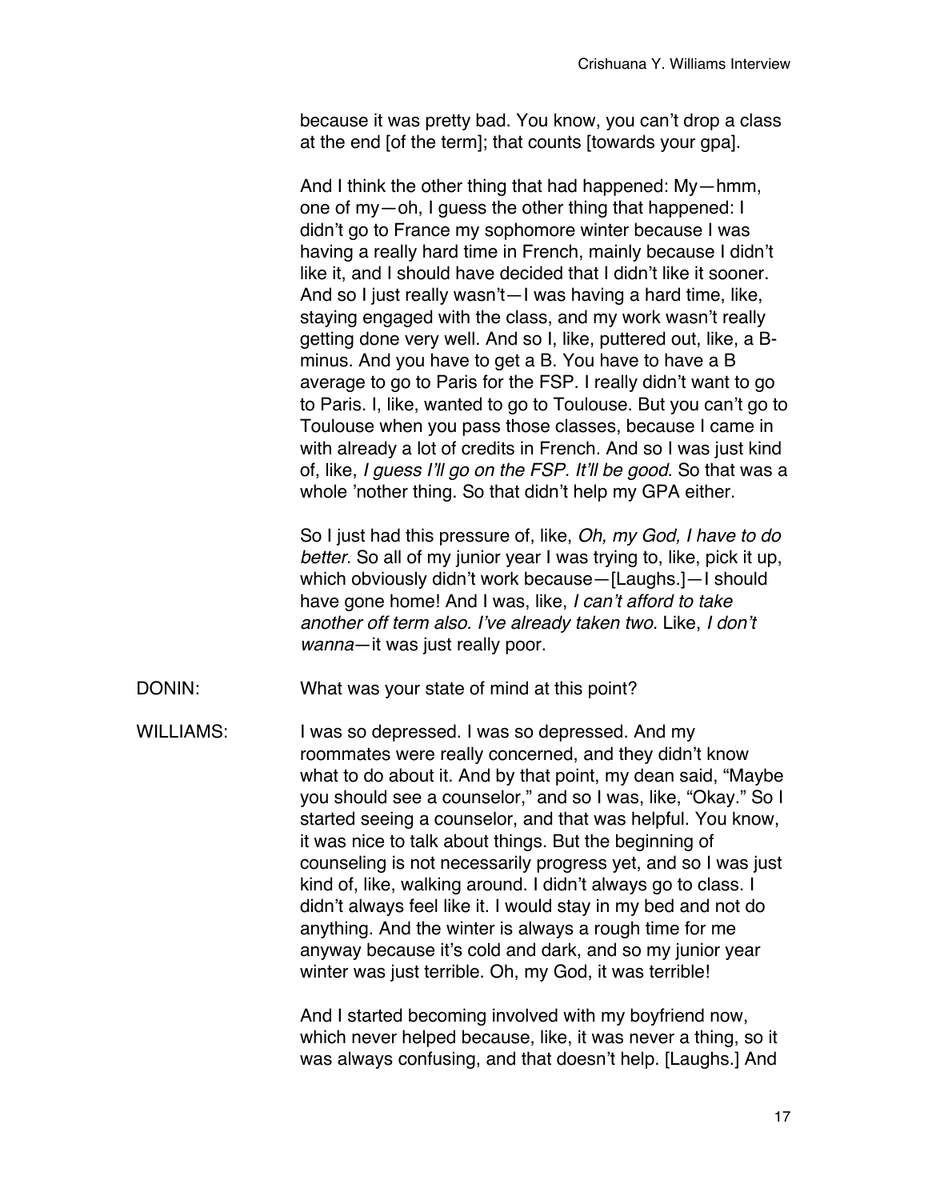because it was pretty bad. You know, you can't drop a class at the end [of the term]; that counts [towards your gpa].

And I think the other thing that had happened: My—hmm, one of my—oh, I guess the other thing that happened: I didn't go to France my sophomore winter because I was having a really hard time in French, mainly because I didn't like it, and I should have decided that I didn't like it sooner. And so I just really wasn't—I was having a hard time, like, staying engaged with the class, and my work wasn't really getting done very well. And so I, like, puttered out, like, a B-minus. And you have to get a B. You have to have a B average to go to Paris for the FSP. I really didn't want to go to Paris. I, like, wanted to go to Toulouse. But you can't go to Toulouse when you pass those classes, because I came in with already a lot of credits in French. And so I was just kind of, like, *I guess I'll go on the FSP. It'll be good*. So that was a whole 'nother thing. So that didn't help my GPA either.

So I just had this pressure of, like, *Oh, my God, I have to do better*. So all of my junior year I was trying to, like, pick it up, which obviously didn't work because—[Laughs.]—I should have gone home! And I was, like, *I can't afford to take another off term also. I've already taken two.* Like, *I don't wanna*—it was just really poor.

DONIN: What was your state of mind at this point?

WILLIAMS: I was so depressed. I was so depressed. And my roommates were really concerned, and they didn't know what to do about it. And by that point, my dean said, "Maybe you should see a counselor," and so I was, like, "Okay." So I started seeing a counselor, and that was helpful. You know, it was nice to talk about things. But the beginning of counseling is not necessarily progress yet, and so I was just kind of, like, walking around. I didn't always go to class. I didn't always feel like it. I would stay in my bed and not do anything. And the winter is always a rough time for me anyway because it's cold and dark, and so my junior year winter was just terrible. Oh, my God, it was terrible!

And I started becoming involved with my boyfriend now, which never helped because, like, it was never a thing, so it was always confusing, and that doesn't help. [Laughs.] And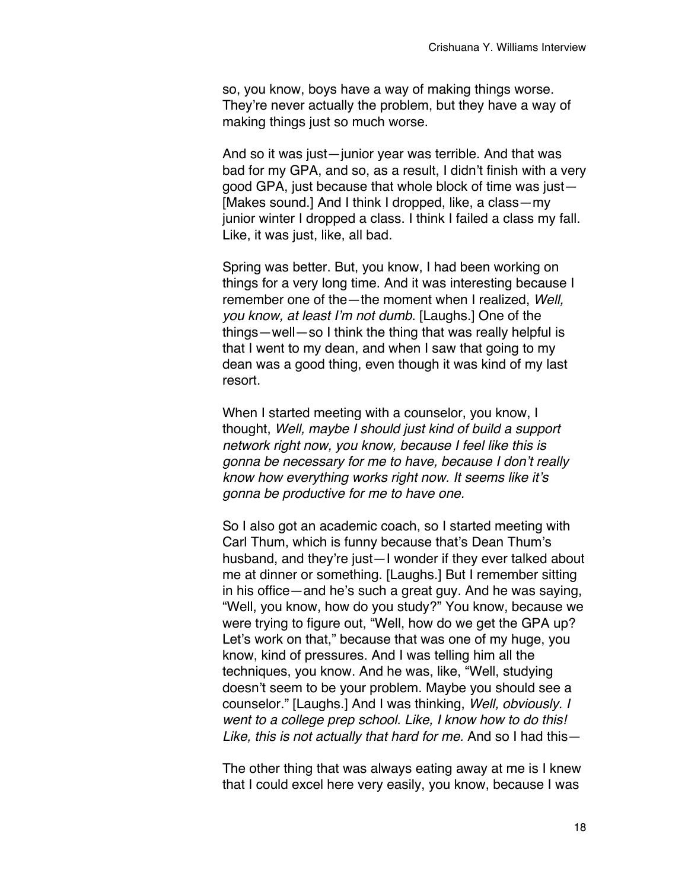so, you know, boys have a way of making things worse. They're never actually the problem, but they have a way of making things just so much worse.

And so it was just—junior year was terrible. And that was bad for my GPA, and so, as a result, I didn't finish with a very good GPA, just because that whole block of time was just—[Makes sound.] And I think I dropped, like, a class—my junior winter I dropped a class. I think I failed a class my fall. Like, it was just, like, all bad.

Spring was better. But, you know, I had been working on things for a very long time. And it was interesting because I remember one of the—the moment when I realized, *Well, you know, at least I'm not dumb*. [Laughs.] One of the things—well—so I think the thing that was really helpful is that I went to my dean, and when I saw that going to my dean was a good thing, even though it was kind of my last resort.

When I started meeting with a counselor, you know, I thought, *Well, maybe I should just kind of build a support network right now, you know, because I feel like this is gonna be necessary for me to have, because I don't really know how everything works right now. It seems like it's gonna be productive for me to have one.*

So I also got an academic coach, so I started meeting with Carl Thum, which is funny because that's Dean Thum's husband, and they're just—I wonder if they ever talked about me at dinner or something. [Laughs.] But I remember sitting in his office—and he's such a great guy. And he was saying, "Well, you know, how do you study?" You know, because we were trying to figure out, "Well, how do we get the GPA up? Let's work on that," because that was one of my huge, you know, kind of pressures. And I was telling him all the techniques, you know. And he was, like, "Well, studying doesn't seem to be your problem. Maybe you should see a counselor." [Laughs.] And I was thinking, *Well, obviously. I went to a college prep school. Like, I know how to do this! Like, this is not actually that hard for me.* And so I had this—

The other thing that was always eating away at me is I knew that I could excel here very easily, you know, because I was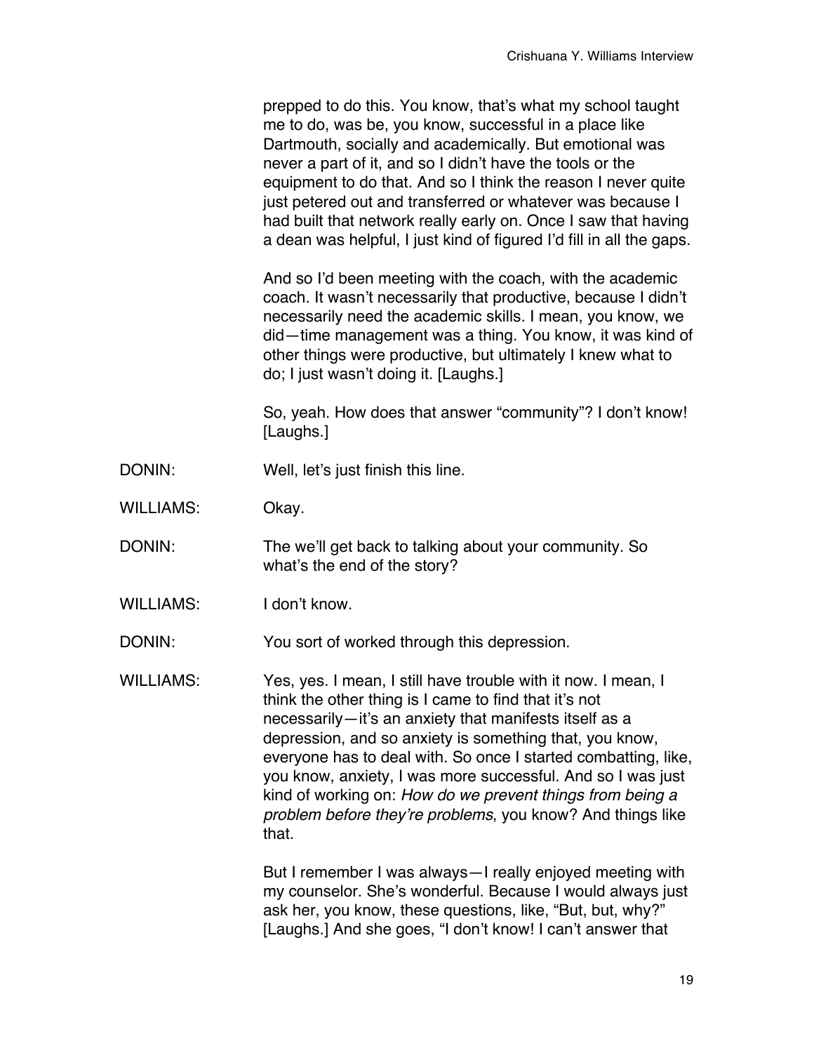prepped to do this. You know, that's what my school taught me to do, was be, you know, successful in a place like Dartmouth, socially and academically. But emotional was never a part of it, and so I didn't have the tools or the equipment to do that. And so I think the reason I never quite just petered out and transferred or whatever was because I had built that network really early on. Once I saw that having a dean was helpful, I just kind of figured I'd fill in all the gaps.

And so I'd been meeting with the coach, with the academic coach. It wasn't necessarily that productive, because I didn't necessarily need the academic skills. I mean, you know, we did—time management was a thing. You know, it was kind of other things were productive, but ultimately I knew what to do; I just wasn't doing it. [Laughs.]

So, yeah. How does that answer "community"? I don't know! [Laughs.]

DONIN: Well, let's just finish this line.

WILLIAMS: Okay.

DONIN: The we'll get back to talking about your community. So what's the end of the story?

WILLIAMS: I don't know.

DONIN: You sort of worked through this depression.

WILLIAMS: Yes, yes. I mean, I still have trouble with it now. I mean, I think the other thing is I came to find that it's not necessarily—it's an anxiety that manifests itself as a depression, and so anxiety is something that, you know, everyone has to deal with. So once I started combatting, like, you know, anxiety, I was more successful. And so I was just kind of working on: *How do we prevent things from being a problem before they're problems*, you know? And things like that.

But I remember I was always—I really enjoyed meeting with my counselor. She's wonderful. Because I would always just ask her, you know, these questions, like, "But, but, why?" [Laughs.] And she goes, "I don't know! I can't answer that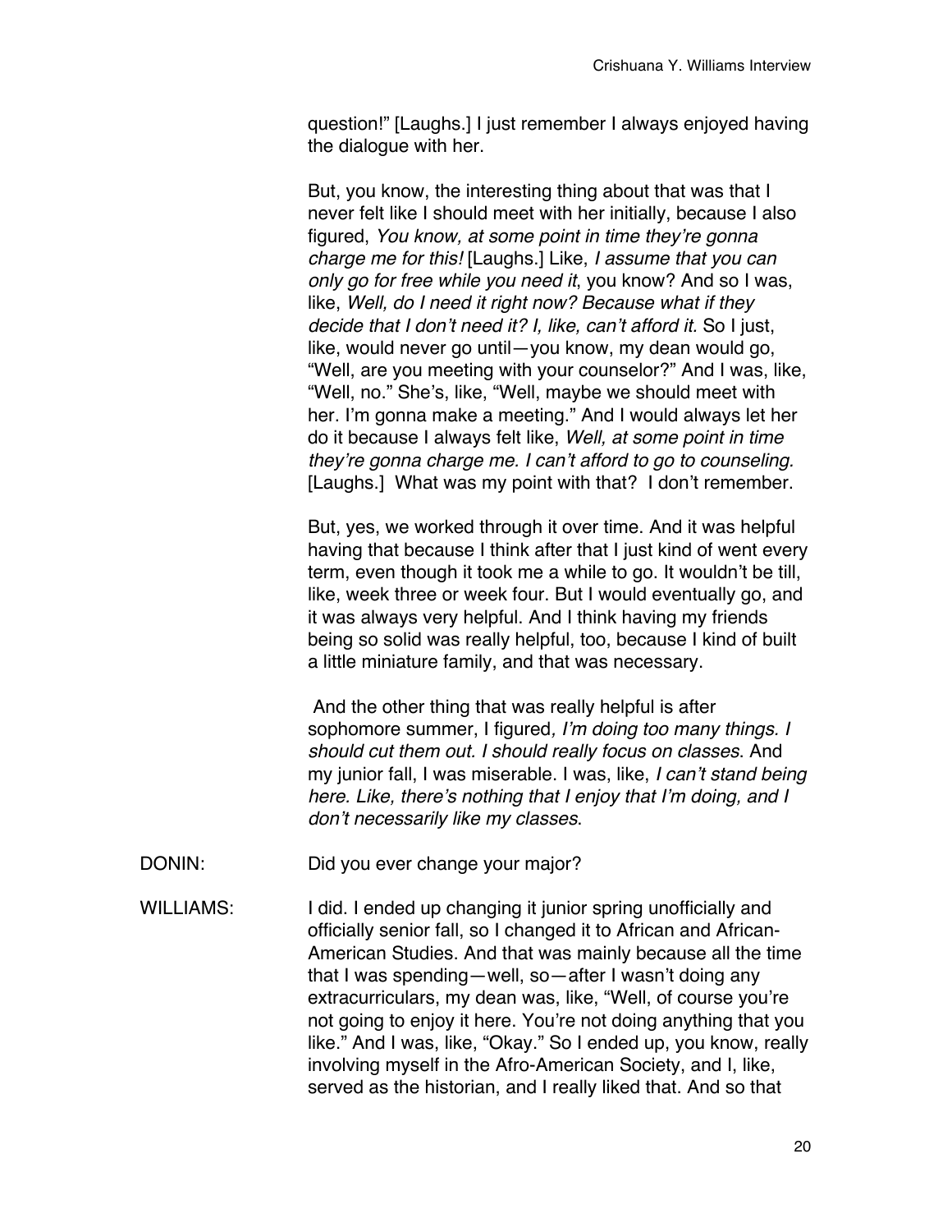question!" [Laughs.] I just remember I always enjoyed having the dialogue with her.

But, you know, the interesting thing about that was that I never felt like I should meet with her initially, because I also figured, *You know, at some point in time they're gonna charge me for this!* [Laughs.] Like, *I assume that you can only go for free while you need it*, you know? And so I was, like, *Well, do I need it right now? Because what if they decide that I don't need it? I, like, can't afford it.* So I just, like, would never go until—you know, my dean would go, "Well, are you meeting with your counselor?" And I was, like, "Well, no." She's, like, "Well, maybe we should meet with her. I'm gonna make a meeting." And I would always let her do it because I always felt like, *Well, at some point in time they're gonna charge me. I can't afford to go to counseling.* [Laughs.] What was my point with that? I don't remember.

But, yes, we worked through it over time. And it was helpful having that because I think after that I just kind of went every term, even though it took me a while to go. It wouldn't be till, like, week three or week four. But I would eventually go, and it was always very helpful. And I think having my friends being so solid was really helpful, too, because I kind of built a little miniature family, and that was necessary.

And the other thing that was really helpful is after sophomore summer, I figured*, I'm doing too many things. I should cut them out. I should really focus on classes*. And my junior fall, I was miserable. I was, like, *I can't stand being here. Like, there's nothing that I enjoy that I'm doing, and I don't necessarily like my classes*.

DONIN: Did you ever change your major?

WILLIAMS: I did. I ended up changing it junior spring unofficially and officially senior fall, so I changed it to African and African-American Studies. And that was mainly because all the time that I was spending—well, so—after I wasn't doing any extracurriculars, my dean was, like, "Well, of course you're not going to enjoy it here. You're not doing anything that you like." And I was, like, "Okay." So I ended up, you know, really involving myself in the Afro-American Society, and I, like, served as the historian, and I really liked that. And so that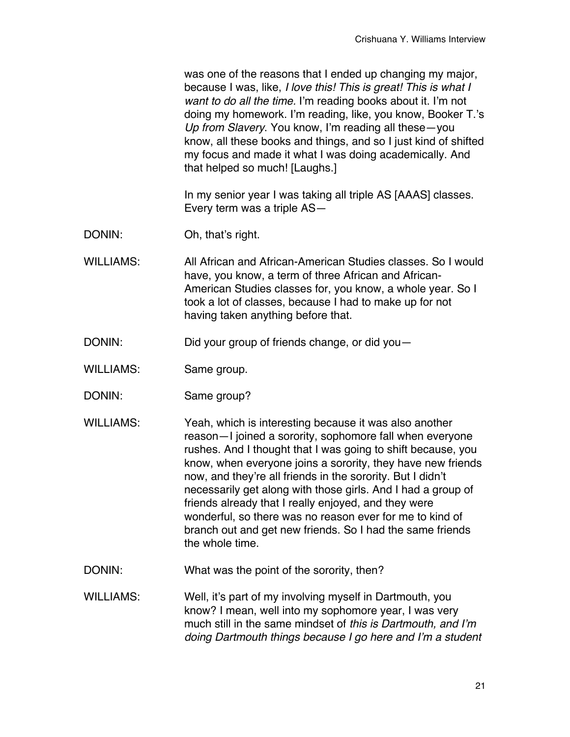was one of the reasons that I ended up changing my major, because I was, like, *I love this! This is great! This is what I want to do all the time.* I'm reading books about it. I'm not doing my homework. I'm reading, like, you know, Booker T.'s *Up from Slavery*. You know, I'm reading all these—you know, all these books and things, and so I just kind of shifted my focus and made it what I was doing academically. And that helped so much! [Laughs.]

In my senior year I was taking all triple AS [AAAS] classes. Every term was a triple AS—

DONIN: Oh, that's right.

WILLIAMS: All African and African-American Studies classes. So I would have, you know, a term of three African and African-American Studies classes for, you know, a whole year. So I took a lot of classes, because I had to make up for not having taken anything before that.

DONIN: Did your group of friends change, or did you—

WILLIAMS: Same group.

DONIN: Same group?

WILLIAMS: Yeah, which is interesting because it was also another reason—I joined a sorority, sophomore fall when everyone rushes. And I thought that I was going to shift because, you know, when everyone joins a sorority, they have new friends now, and they're all friends in the sorority. But I didn't necessarily get along with those girls. And I had a group of friends already that I really enjoyed, and they were wonderful, so there was no reason ever for me to kind of branch out and get new friends. So I had the same friends the whole time.

DONIN: What was the point of the sorority, then?

WILLIAMS: Well, it's part of my involving myself in Dartmouth, you know? I mean, well into my sophomore year, I was very much still in the same mindset of *this is Dartmouth, and I'm doing Dartmouth things because I go here and I'm a student*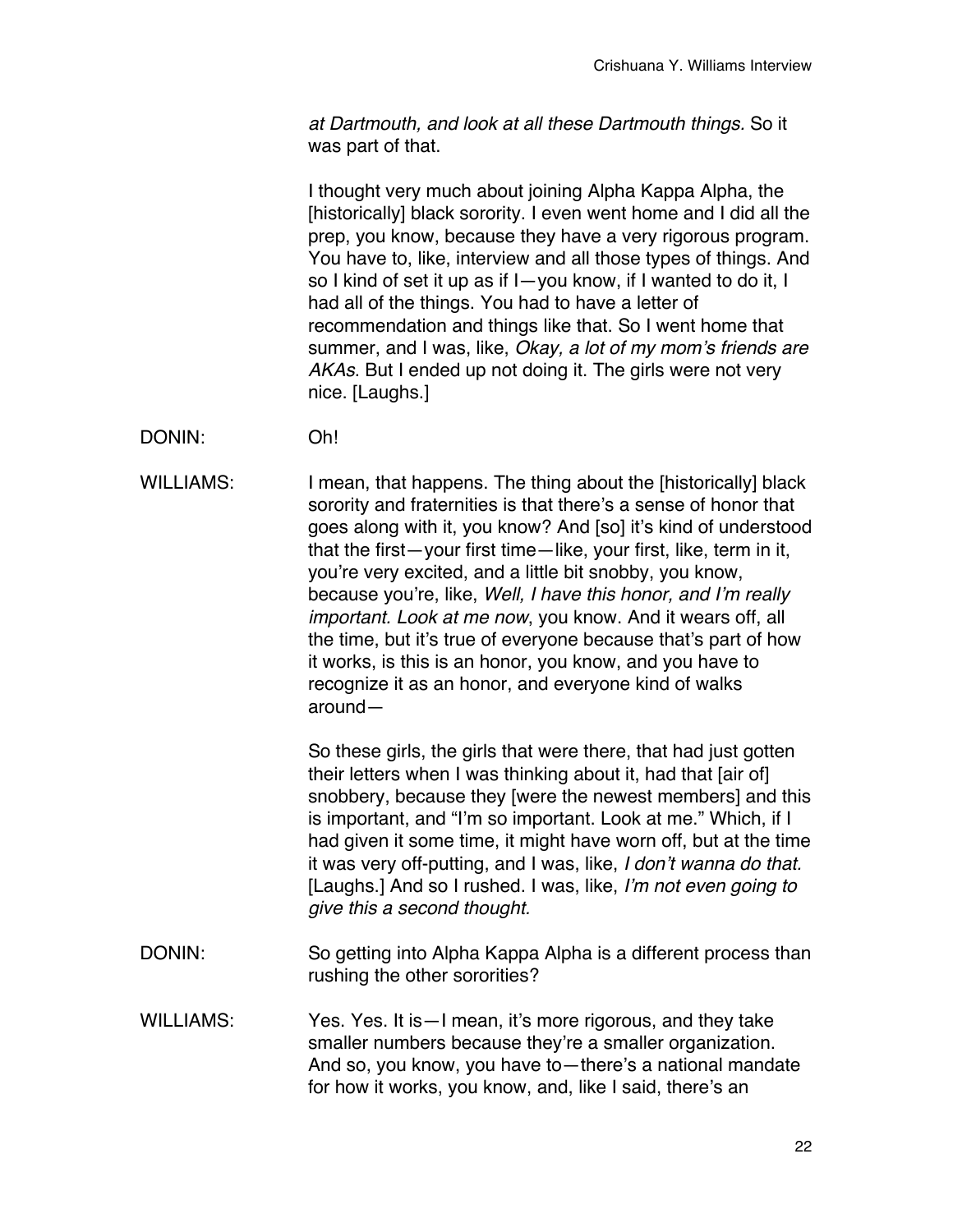*at Dartmouth, and look at all these Dartmouth things.* So it was part of that.

I thought very much about joining Alpha Kappa Alpha, the [historically] black sorority. I even went home and I did all the prep, you know, because they have a very rigorous program. You have to, like, interview and all those types of things. And so I kind of set it up as if I—you know, if I wanted to do it, I had all of the things. You had to have a letter of recommendation and things like that. So I went home that summer, and I was, like, *Okay, a lot of my mom's friends are AKAs*. But I ended up not doing it. The girls were not very nice. [Laughs.]

DONIN: Oh!

WILLIAMS: I mean, that happens. The thing about the [historically] black sorority and fraternities is that there's a sense of honor that goes along with it, you know? And [so] it's kind of understood that the first—your first time—like, your first, like, term in it, you're very excited, and a little bit snobby, you know, because you're, like, *Well, I have this honor, and I'm really important. Look at me now*, you know. And it wears off, all the time, but it's true of everyone because that's part of how it works, is this is an honor, you know, and you have to recognize it as an honor, and everyone kind of walks around—

So these girls, the girls that were there, that had just gotten their letters when I was thinking about it, had that [air of] snobbery, because they [were the newest members] and this is important, and "I'm so important. Look at me." Which, if I had given it some time, it might have worn off, but at the time it was very off-putting, and I was, like, *I don't wanna do that.* [Laughs.] And so I rushed. I was, like, *I'm not even going to give this a second thought.*

DONIN: So getting into Alpha Kappa Alpha is a different process than rushing the other sororities?

WILLIAMS: Yes. Yes. It is—I mean, it's more rigorous, and they take smaller numbers because they're a smaller organization. And so, you know, you have to—there's a national mandate for how it works, you know, and, like I said, there's an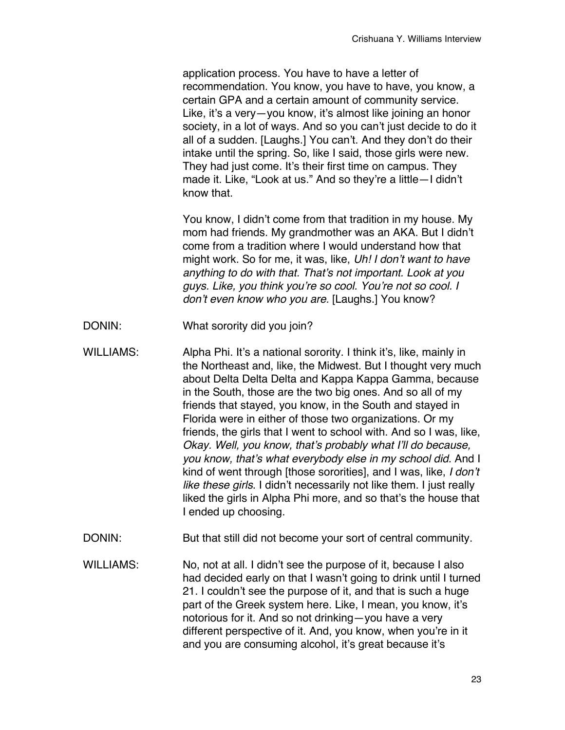application process. You have to have a letter of recommendation. You know, you have to have, you know, a certain GPA and a certain amount of community service. Like, it's a very—you know, it's almost like joining an honor society, in a lot of ways. And so you can't just decide to do it all of a sudden. [Laughs.] You can't. And they don't do their intake until the spring. So, like I said, those girls were new. They had just come. It's their first time on campus. They made it. Like, "Look at us." And so they're a little—I didn't know that.

You know, I didn't come from that tradition in my house. My mom had friends. My grandmother was an AKA. But I didn't come from a tradition where I would understand how that might work. So for me, it was, like, *Uh! I don't want to have anything to do with that. That's not important. Look at you guys. Like, you think you're so cool. You're not so cool. I don't even know who you are.* [Laughs.] You know?

DONIN: What sorority did you join?

WILLIAMS: Alpha Phi. It's a national sorority. I think it's, like, mainly in the Northeast and, like, the Midwest. But I thought very much about Delta Delta Delta and Kappa Kappa Gamma, because in the South, those are the two big ones. And so all of my friends that stayed, you know, in the South and stayed in Florida were in either of those two organizations. Or my friends, the girls that I went to school with. And so I was, like, *Okay. Well, you know, that's probably what I'll do because, you know, that's what everybody else in my school did.* And I kind of went through [those sororities], and I was, like, *I don't like these girls*. I didn't necessarily not like them. I just really liked the girls in Alpha Phi more, and so that's the house that I ended up choosing.

DONIN: But that still did not become your sort of central community.

WILLIAMS: No, not at all. I didn't see the purpose of it, because I also had decided early on that I wasn't going to drink until I turned 21. I couldn't see the purpose of it, and that is such a huge part of the Greek system here. Like, I mean, you know, it's notorious for it. And so not drinking—you have a very different perspective of it. And, you know, when you're in it and you are consuming alcohol, it's great because it's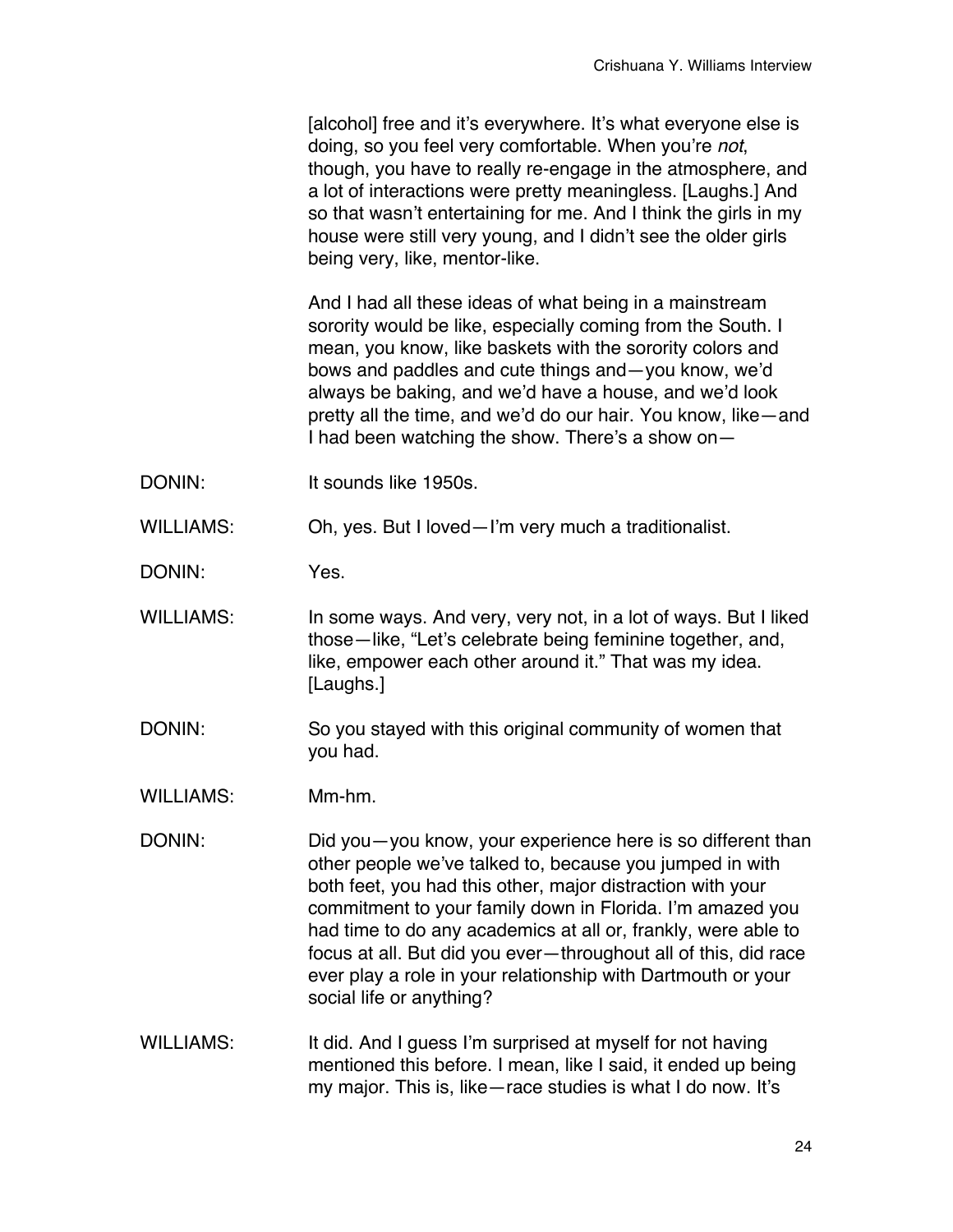[alcohol] free and it's everywhere. It's what everyone else is doing, so you feel very comfortable. When you're *not*, though, you have to really re-engage in the atmosphere, and a lot of interactions were pretty meaningless. [Laughs.] And so that wasn't entertaining for me. And I think the girls in my house were still very young, and I didn't see the older girls being very, like, mentor-like.

And I had all these ideas of what being in a mainstream sorority would be like, especially coming from the South. I mean, you know, like baskets with the sorority colors and bows and paddles and cute things and—you know, we'd always be baking, and we'd have a house, and we'd look pretty all the time, and we'd do our hair. You know, like—and I had been watching the show. There's a show on—

DONIN: It sounds like 1950s.

WILLIAMS: Oh, yes. But I loved—I'm very much a traditionalist.

DONIN: Yes.

WILLIAMS: In some ways. And very, very not, in a lot of ways. But I liked those—like, "Let's celebrate being feminine together, and, like, empower each other around it." That was my idea. [Laughs.]

DONIN: So you stayed with this original community of women that you had.

WILLIAMS: Mm-hm.

DONIN: Did you—you know, your experience here is so different than other people we've talked to, because you jumped in with both feet, you had this other, major distraction with your commitment to your family down in Florida. I'm amazed you had time to do any academics at all or, frankly, were able to focus at all. But did you ever—throughout all of this, did race ever play a role in your relationship with Dartmouth or your social life or anything?

WILLIAMS: It did. And I guess I'm surprised at myself for not having mentioned this before. I mean, like I said, it ended up being my major. This is, like—race studies is what I do now. It's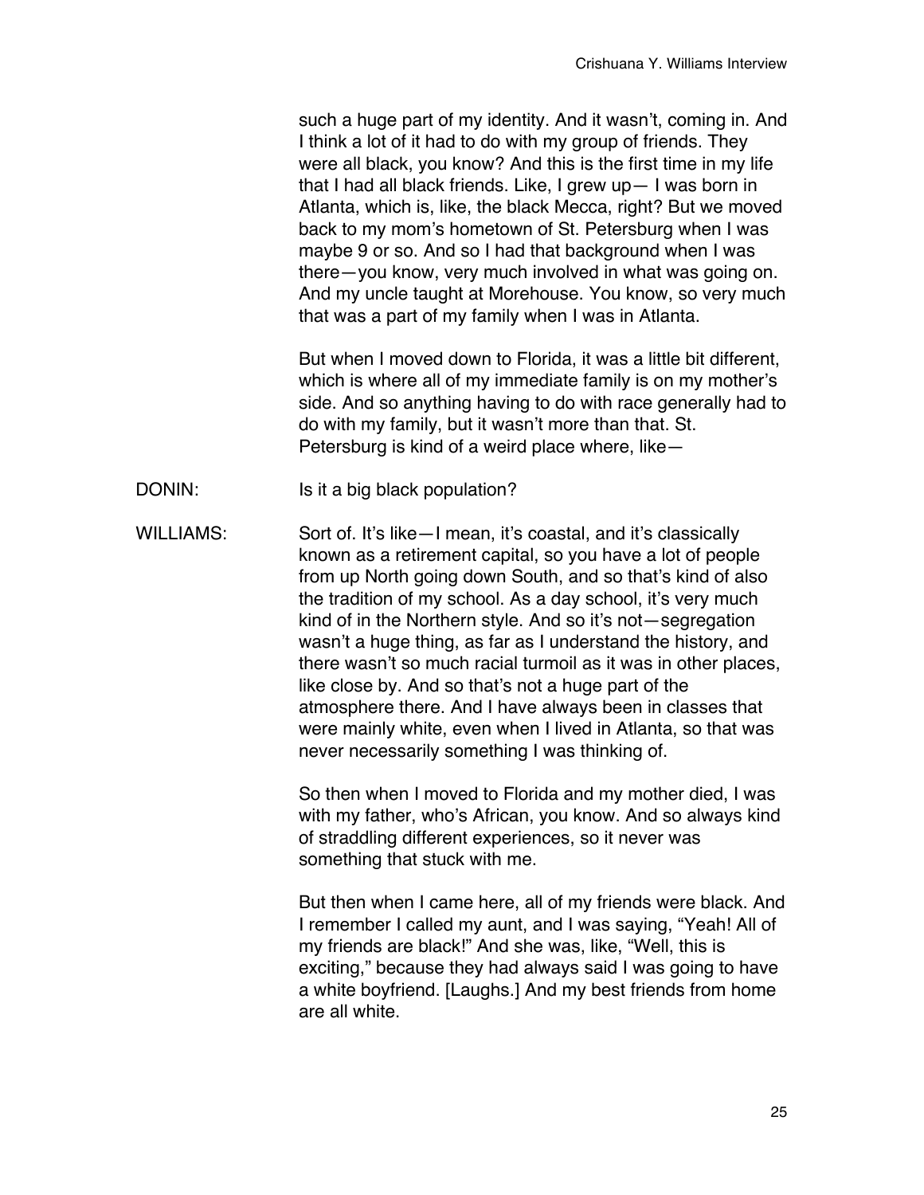such a huge part of my identity. And it wasn't, coming in. And I think a lot of it had to do with my group of friends. They were all black, you know? And this is the first time in my life that I had all black friends. Like, I grew up— I was born in Atlanta, which is, like, the black Mecca, right? But we moved back to my mom's hometown of St. Petersburg when I was maybe 9 or so. And so I had that background when I was there—you know, very much involved in what was going on. And my uncle taught at Morehouse. You know, so very much that was a part of my family when I was in Atlanta.

But when I moved down to Florida, it was a little bit different, which is where all of my immediate family is on my mother's side. And so anything having to do with race generally had to do with my family, but it wasn't more than that. St. Petersburg is kind of a weird place where, like—

DONIN: Is it a big black population?

WILLIAMS: Sort of. It's like—I mean, it's coastal, and it's classically known as a retirement capital, so you have a lot of people from up North going down South, and so that's kind of also the tradition of my school. As a day school, it's very much kind of in the Northern style. And so it's not—segregation wasn't a huge thing, as far as I understand the history, and there wasn't so much racial turmoil as it was in other places, like close by. And so that's not a huge part of the atmosphere there. And I have always been in classes that were mainly white, even when I lived in Atlanta, so that was never necessarily something I was thinking of.

So then when I moved to Florida and my mother died, I was with my father, who's African, you know. And so always kind of straddling different experiences, so it never was something that stuck with me.

But then when I came here, all of my friends were black. And I remember I called my aunt, and I was saying, "Yeah! All of my friends are black!" And she was, like, "Well, this is exciting," because they had always said I was going to have a white boyfriend. [Laughs.] And my best friends from home are all white.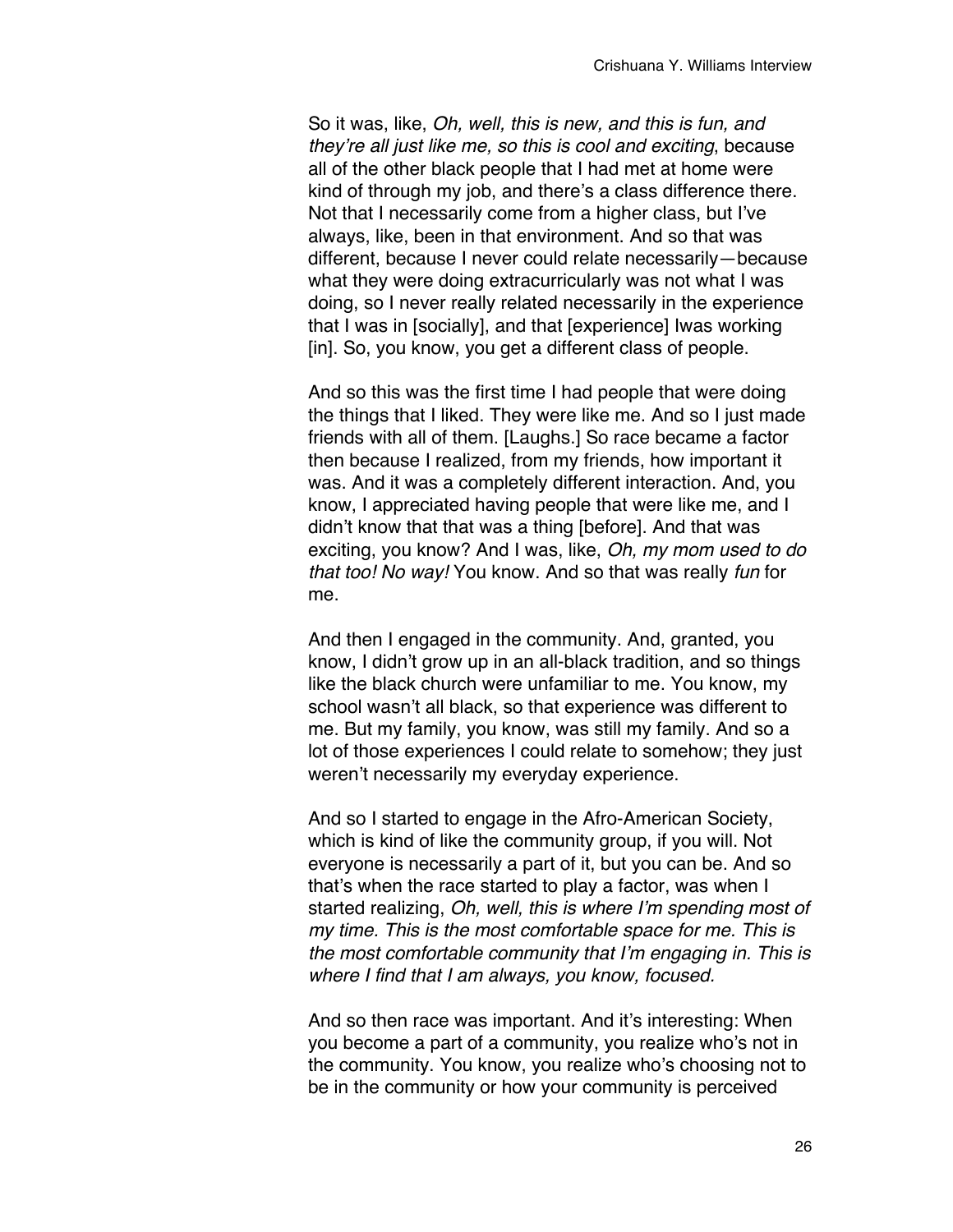So it was, like, *Oh, well, this is new, and this is fun, and they're all just like me, so this is cool and exciting*, because all of the other black people that I had met at home were kind of through my job, and there's a class difference there. Not that I necessarily come from a higher class, but I've always, like, been in that environment. And so that was different, because I never could relate necessarily—because what they were doing extracurricularly was not what I was doing, so I never really related necessarily in the experience that I was in [socially], and that [experience] Iwas working [in]. So, you know, you get a different class of people.

And so this was the first time I had people that were doing the things that I liked. They were like me. And so I just made friends with all of them. [Laughs.] So race became a factor then because I realized, from my friends, how important it was. And it was a completely different interaction. And, you know, I appreciated having people that were like me, and I didn't know that that was a thing [before]. And that was exciting, you know? And I was, like, *Oh, my mom used to do that too! No way!* You know. And so that was really *fun* for me.

And then I engaged in the community. And, granted, you know, I didn't grow up in an all-black tradition, and so things like the black church were unfamiliar to me. You know, my school wasn't all black, so that experience was different to me. But my family, you know, was still my family. And so a lot of those experiences I could relate to somehow; they just weren't necessarily my everyday experience.

And so I started to engage in the Afro-American Society, which is kind of like the community group, if you will. Not everyone is necessarily a part of it, but you can be. And so that's when the race started to play a factor, was when I started realizing, *Oh, well, this is where I'm spending most of my time. This is the most comfortable space for me. This is the most comfortable community that I'm engaging in. This is where I find that I am always, you know, focused.*

And so then race was important. And it's interesting: When you become a part of a community, you realize who's not in the community. You know, you realize who's choosing not to be in the community or how your community is perceived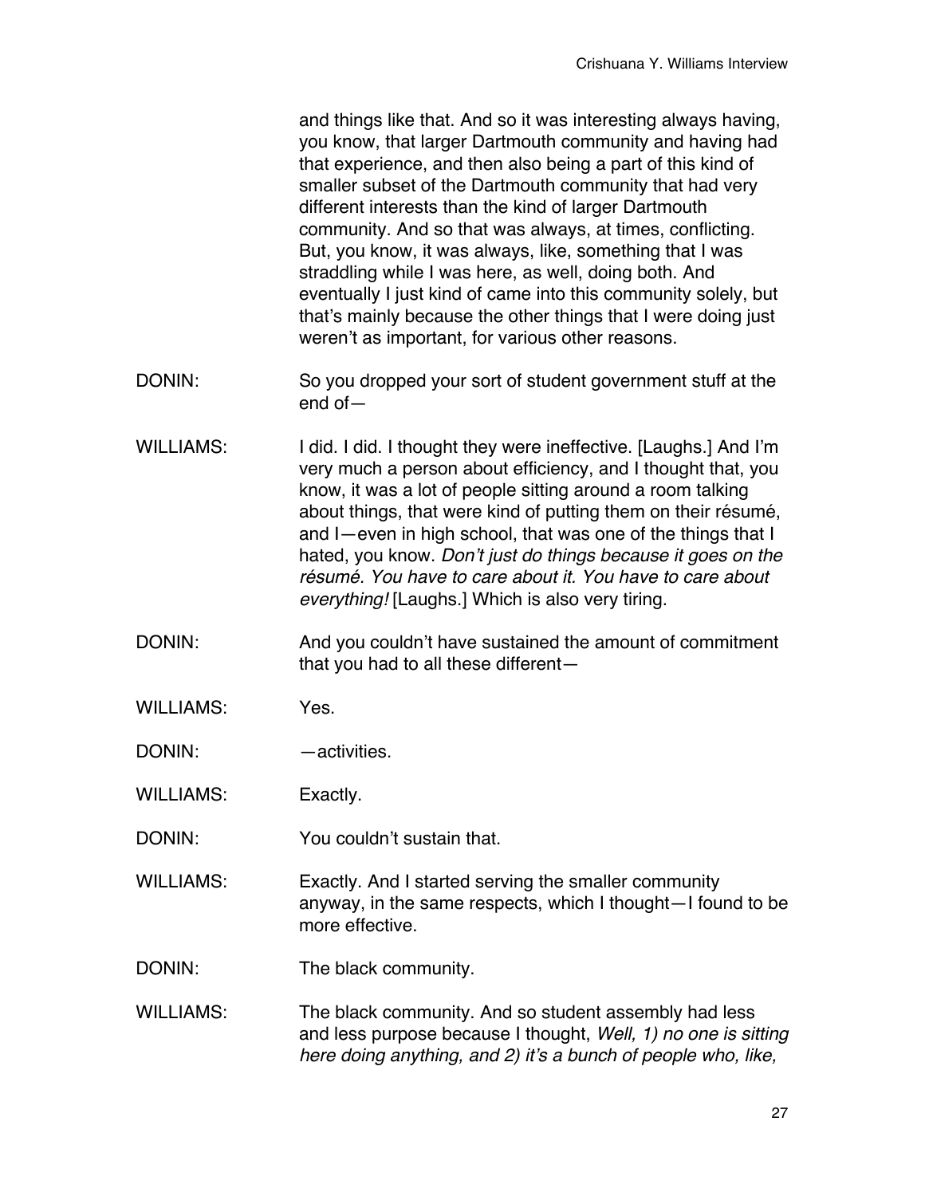and things like that. And so it was interesting always having, you know, that larger Dartmouth community and having had that experience, and then also being a part of this kind of smaller subset of the Dartmouth community that had very different interests than the kind of larger Dartmouth community. And so that was always, at times, conflicting. But, you know, it was always, like, something that I was straddling while I was here, as well, doing both. And eventually I just kind of came into this community solely, but that's mainly because the other things that I were doing just weren't as important, for various other reasons.

DONIN: So you dropped your sort of student government stuff at the end of—

WILLIAMS: I did. I did. I thought they were ineffective. [Laughs.] And I'm very much a person about efficiency, and I thought that, you know, it was a lot of people sitting around a room talking about things, that were kind of putting them on their résumé, and I—even in high school, that was one of the things that I hated, you know. *Don't just do things because it goes on the résumé. You have to care about it. You have to care about everything!* [Laughs.] Which is also very tiring.

DONIN: And you couldn't have sustained the amount of commitment that you had to all these different—

WILLIAMS: Yes.

DONIN: —activities.

WILLIAMS: Exactly.

DONIN: You couldn't sustain that.

WILLIAMS: Exactly. And I started serving the smaller community anyway, in the same respects, which I thought—I found to be more effective.

DONIN: The black community.

WILLIAMS: The black community. And so student assembly had less and less purpose because I thought, *Well, 1) no one is sitting here doing anything, and 2) it's a bunch of people who, like,*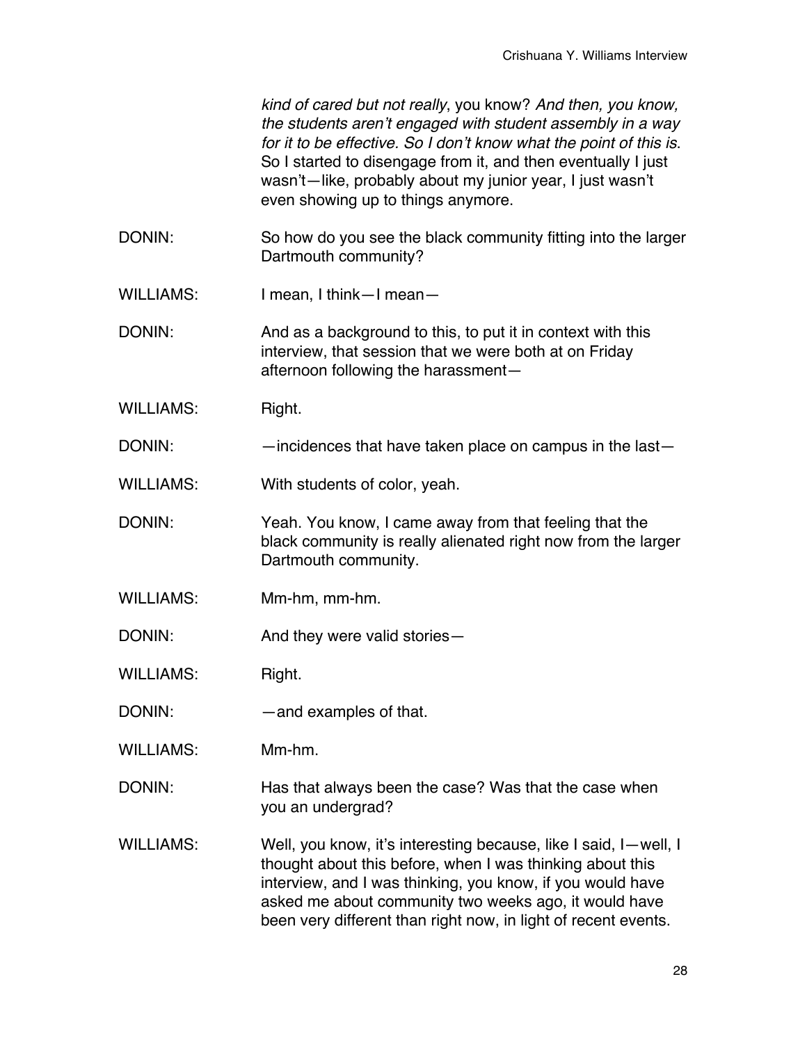*kind of cared but not really*, you know? *And then, you know, the students aren't engaged with student assembly in a way for it to be effective. So I don't know what the point of this is*. So I started to disengage from it, and then eventually I just wasn't—like, probably about my junior year, I just wasn't even showing up to things anymore.

DONIN: So how do you see the black community fitting into the larger Dartmouth community?

WILLIAMS: I mean, I think—I mean—

DONIN: And as a background to this, to put it in context with this interview, that session that we were both at on Friday afternoon following the harassment—

WILLIAMS: Right.

DONIN: —incidences that have taken place on campus in the last—

WILLIAMS: With students of color, yeah.

DONIN: Yeah. You know, I came away from that feeling that the black community is really alienated right now from the larger Dartmouth community.

WILLIAMS: Mm-hm, mm-hm.

DONIN: And they were valid stories—

WILLIAMS: Right.

DONIN: —and examples of that.

WILLIAMS: Mm-hm.

DONIN: Has that always been the case? Was that the case when you an undergrad?

WILLIAMS: Well, you know, it's interesting because, like I said, I—well, I thought about this before, when I was thinking about this interview, and I was thinking, you know, if you would have asked me about community two weeks ago, it would have been very different than right now, in light of recent events.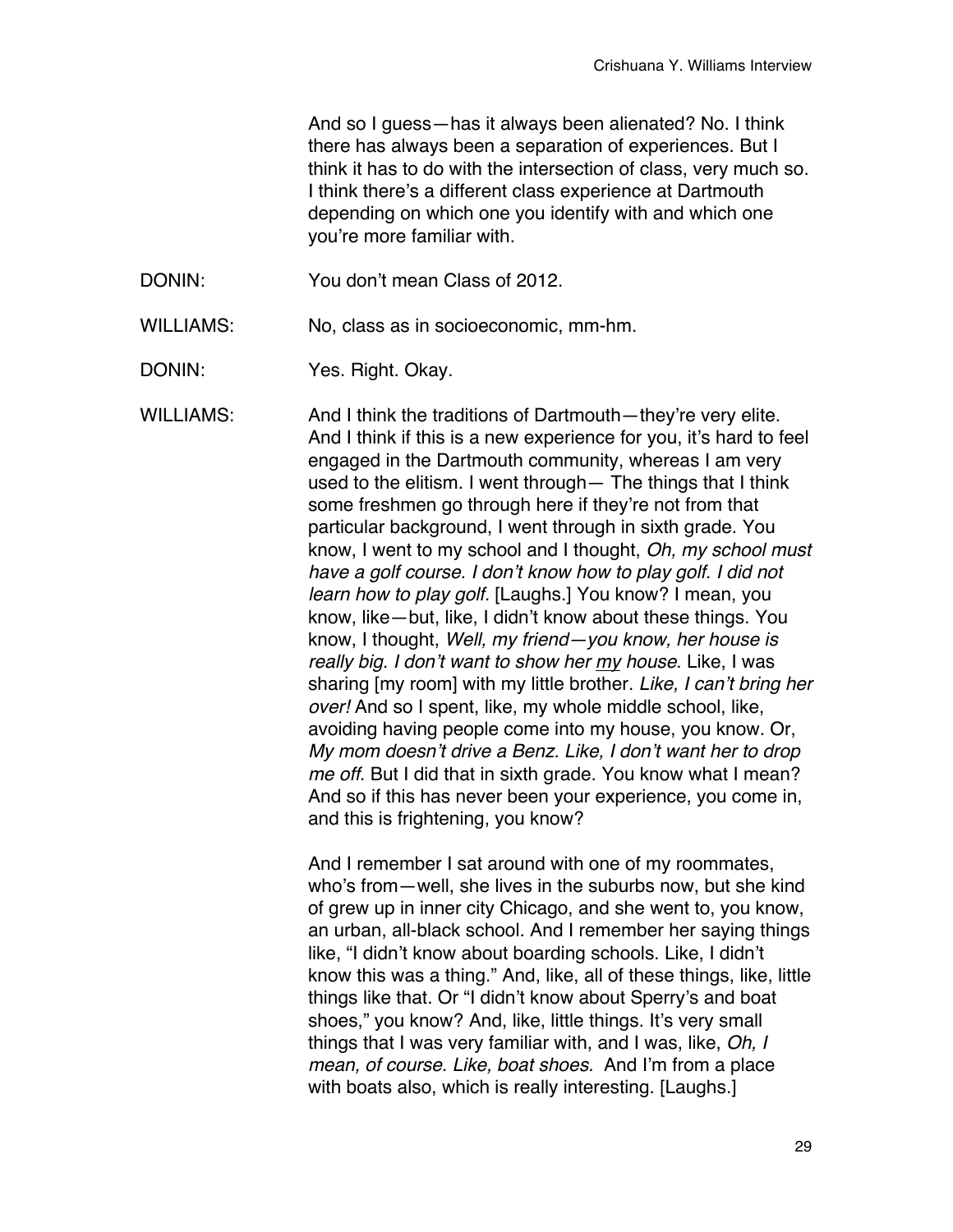And so I guess—has it always been alienated? No. I think there has always been a separation of experiences. But I think it has to do with the intersection of class, very much so. I think there's a different class experience at Dartmouth depending on which one you identify with and which one you're more familiar with.

DONIN: You don't mean Class of 2012.

WILLIAMS: No, class as in socioeconomic, mm-hm.

DONIN: Yes. Right. Okay.

WILLIAMS: And I think the traditions of Dartmouth—they're very elite. And I think if this is a new experience for you, it's hard to feel engaged in the Dartmouth community, whereas I am very used to the elitism. I went through— The things that I think some freshmen go through here if they're not from that particular background, I went through in sixth grade. You know, I went to my school and I thought, *Oh, my school must have a golf course. I don't know how to play golf. I did not learn how to play golf.* [Laughs.] You know? I mean, you know, like—but, like, I didn't know about these things. You know, I thought, *Well, my friend—you know, her house is really big. I don't want to show her* <u>*my*</u> *house.* Like, I was sharing [my room] with my little brother. *Like, I can't bring her over!* And so I spent, like, my whole middle school, like, avoiding having people come into my house, you know. Or, *My mom doesn't drive a Benz. Like, I don't want her to drop me off.* But I did that in sixth grade. You know what I mean? And so if this has never been your experience, you come in, and this is frightening, you know?

And I remember I sat around with one of my roommates, who's from—well, she lives in the suburbs now, but she kind of grew up in inner city Chicago, and she went to, you know, an urban, all-black school. And I remember her saying things like, "I didn't know about boarding schools. Like, I didn't know this was a thing." And, like, all of these things, like, little things like that. Or "I didn't know about Sperry's and boat shoes," you know? And, like, little things. It's very small things that I was very familiar with, and I was, like, *Oh, I mean, of course. Like, boat shoes.* And I'm from a place with boats also, which is really interesting. [Laughs.]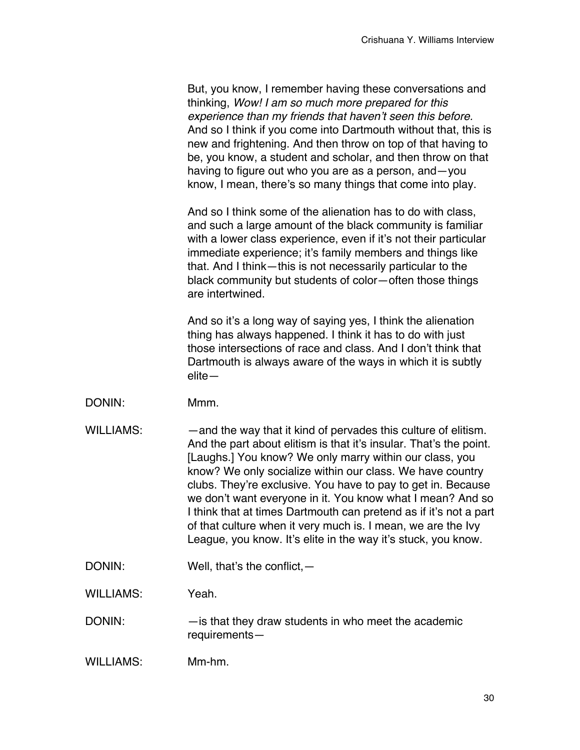But, you know, I remember having these conversations and thinking, *Wow! I am so much more prepared for this experience than my friends that haven't seen this before.* And so I think if you come into Dartmouth without that, this is new and frightening. And then throw on top of that having to be, you know, a student and scholar, and then throw on that having to figure out who you are as a person, and—you know, I mean, there's so many things that come into play.

And so I think some of the alienation has to do with class, and such a large amount of the black community is familiar with a lower class experience, even if it's not their particular immediate experience; it's family members and things like that. And I think—this is not necessarily particular to the black community but students of color—often those things are intertwined.

And so it's a long way of saying yes, I think the alienation thing has always happened. I think it has to do with just those intersections of race and class. And I don't think that Dartmouth is always aware of the ways in which it is subtly elite—

DONIN: Mmm.

WILLIAMS: —and the way that it kind of pervades this culture of elitism. And the part about elitism is that it's insular. That's the point. [Laughs.] You know? We only marry within our class, you know? We only socialize within our class. We have country clubs. They're exclusive. You have to pay to get in. Because we don't want everyone in it. You know what I mean? And so I think that at times Dartmouth can pretend as if it's not a part of that culture when it very much is. I mean, we are the Ivy League, you know. It's elite in the way it's stuck, you know.

DONIN: Well, that's the conflict,—

WILLIAMS: Yeah.

DONIN: —is that they draw students in who meet the academic requirements—

WILLIAMS: Mm-hm.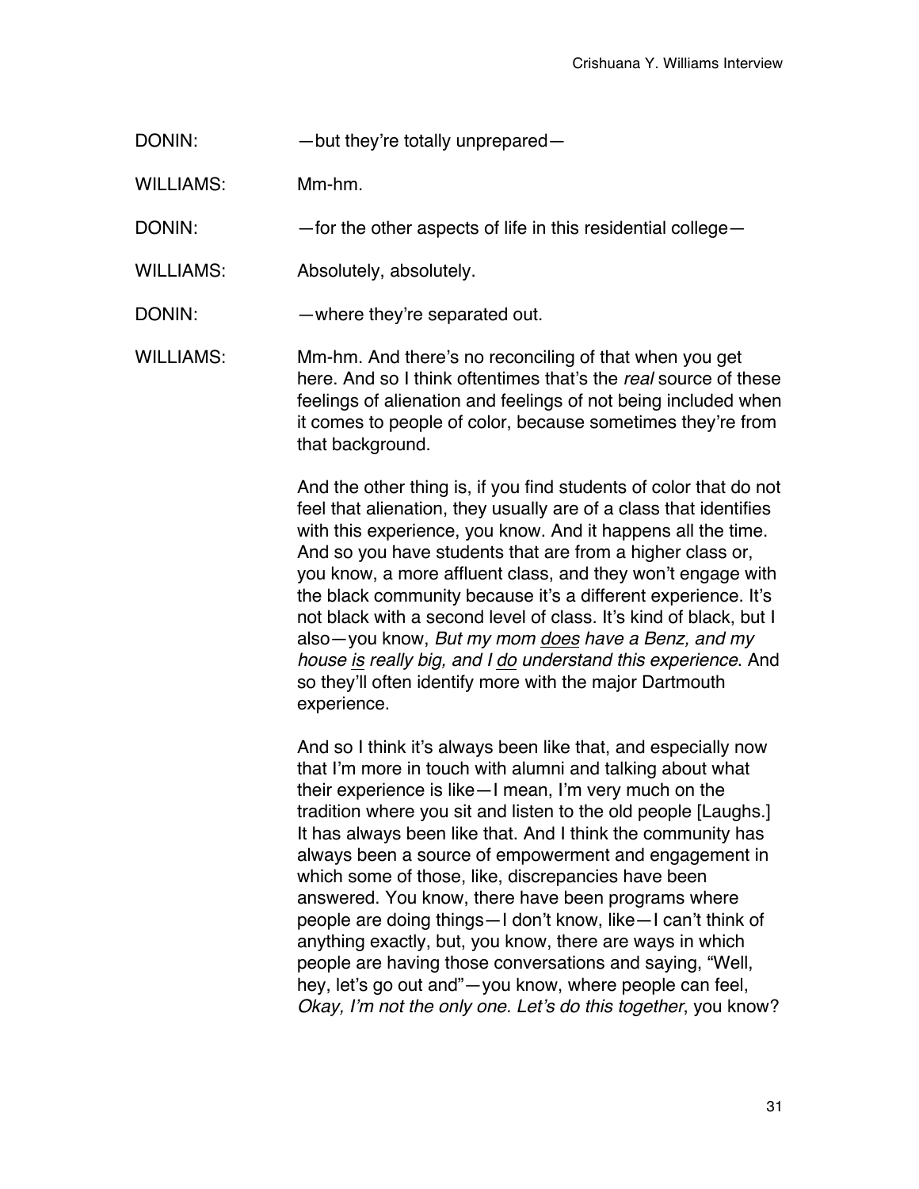DONIN: —but they're totally unprepared—

WILLIAMS: Mm-hm.

DONIN: —for the other aspects of life in this residential college—

WILLIAMS: Absolutely, absolutely.

DONIN: —where they're separated out.

WILLIAMS: Mm-hm. And there's no reconciling of that when you get here. And so I think oftentimes that's the *real* source of these feelings of alienation and feelings of not being included when it comes to people of color, because sometimes they're from that background.

And the other thing is, if you find students of color that do not feel that alienation, they usually are of a class that identifies with this experience, you know. And it happens all the time. And so you have students that are from a higher class or, you know, a more affluent class, and they won't engage with the black community because it's a different experience. It's not black with a second level of class. It's kind of black, but I also—you know, *But my mom <u>does</u> have a Benz, and my house <u>is</u> really big, and I <u>do</u> understand this experience*. And so they'll often identify more with the major Dartmouth experience.

And so I think it's always been like that, and especially now that I'm more in touch with alumni and talking about what their experience is like—I mean, I'm very much on the tradition where you sit and listen to the old people [Laughs.] It has always been like that. And I think the community has always been a source of empowerment and engagement in which some of those, like, discrepancies have been answered. You know, there have been programs where people are doing things—I don't know, like—I can't think of anything exactly, but, you know, there are ways in which people are having those conversations and saying, "Well, hey, let's go out and"—you know, where people can feel, *Okay, I'm not the only one. Let's do this together*, you know?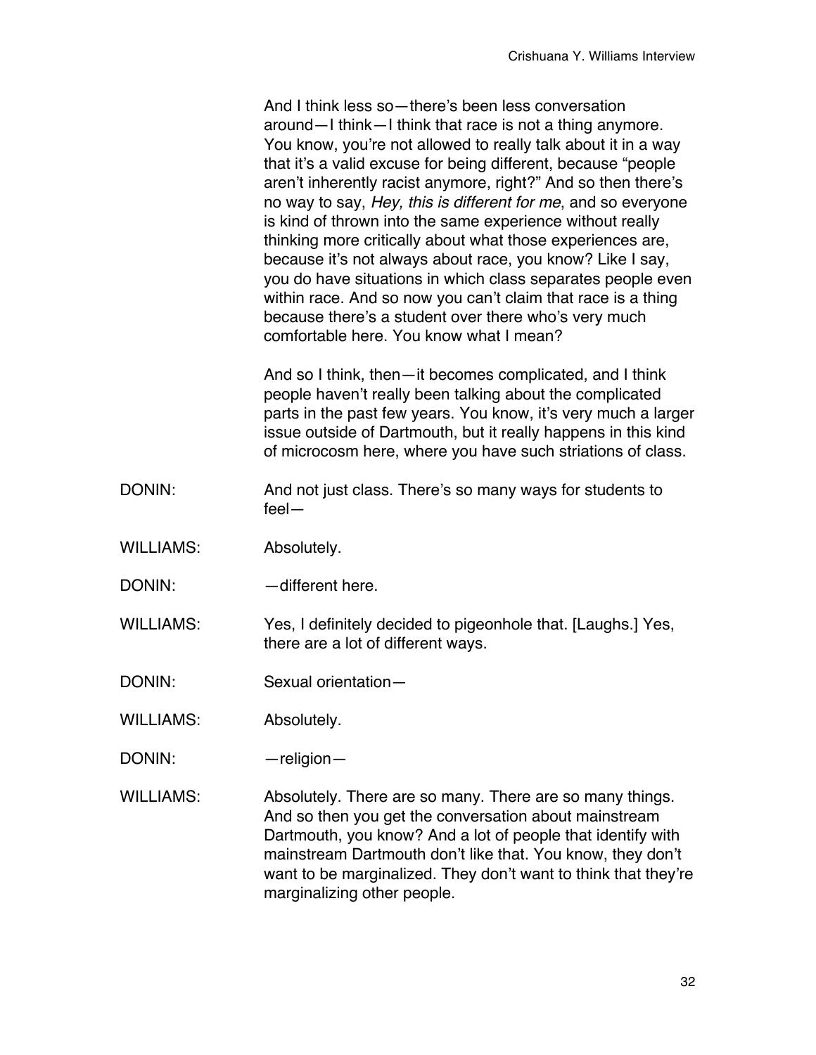And I think less so—there's been less conversation around—I think—I think that race is not a thing anymore. You know, you're not allowed to really talk about it in a way that it's a valid excuse for being different, because "people aren't inherently racist anymore, right?" And so then there's no way to say, *Hey, this is different for me*, and so everyone is kind of thrown into the same experience without really thinking more critically about what those experiences are, because it's not always about race, you know? Like I say, you do have situations in which class separates people even within race. And so now you can't claim that race is a thing because there's a student over there who's very much comfortable here. You know what I mean?

And so I think, then—it becomes complicated, and I think people haven't really been talking about the complicated parts in the past few years. You know, it's very much a larger issue outside of Dartmouth, but it really happens in this kind of microcosm here, where you have such striations of class.

DONIN: And not just class. There's so many ways for students to feel—

WILLIAMS: Absolutely.

DONIN: —different here.

WILLIAMS: Yes, I definitely decided to pigeonhole that. [Laughs.] Yes, there are a lot of different ways.

DONIN: Sexual orientation—

WILLIAMS: Absolutely.

DONIN: —religion—

WILLIAMS: Absolutely. There are so many. There are so many things. And so then you get the conversation about mainstream Dartmouth, you know? And a lot of people that identify with mainstream Dartmouth don't like that. You know, they don't want to be marginalized. They don't want to think that they're marginalizing other people.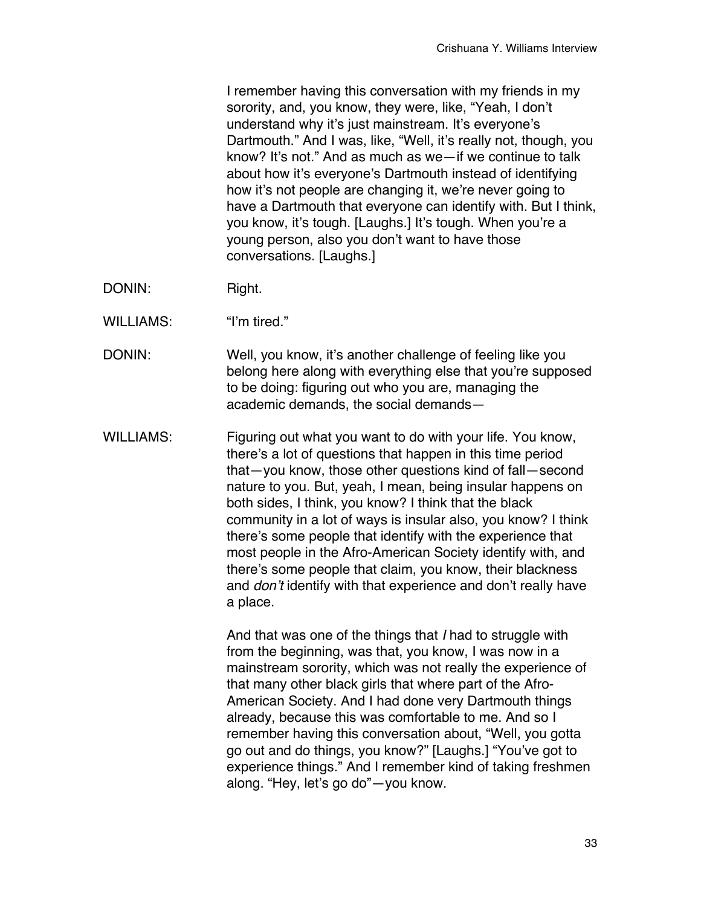I remember having this conversation with my friends in my sorority, and, you know, they were, like, "Yeah, I don't understand why it's just mainstream. It's everyone's Dartmouth." And I was, like, "Well, it's really not, though, you know? It's not." And as much as we—if we continue to talk about how it's everyone's Dartmouth instead of identifying how it's not people are changing it, we're never going to have a Dartmouth that everyone can identify with. But I think, you know, it's tough. [Laughs.] It's tough. When you're a young person, also you don't want to have those conversations. [Laughs.]

DONIN: Right.

WILLIAMS: "I'm tired."

DONIN: Well, you know, it's another challenge of feeling like you belong here along with everything else that you're supposed to be doing: figuring out who you are, managing the academic demands, the social demands—

WILLIAMS: Figuring out what you want to do with your life. You know, there's a lot of questions that happen in this time period that—you know, those other questions kind of fall—second nature to you. But, yeah, I mean, being insular happens on both sides, I think, you know? I think that the black community in a lot of ways is insular also, you know? I think there's some people that identify with the experience that most people in the Afro-American Society identify with, and there's some people that claim, you know, their blackness and *don't* identify with that experience and don't really have a place.

And that was one of the things that *I* had to struggle with from the beginning, was that, you know, I was now in a mainstream sorority, which was not really the experience of that many other black girls that where part of the Afro-American Society. And I had done very Dartmouth things already, because this was comfortable to me. And so I remember having this conversation about, "Well, you gotta go out and do things, you know?" [Laughs.] "You've got to experience things." And I remember kind of taking freshmen along. "Hey, let's go do"—you know.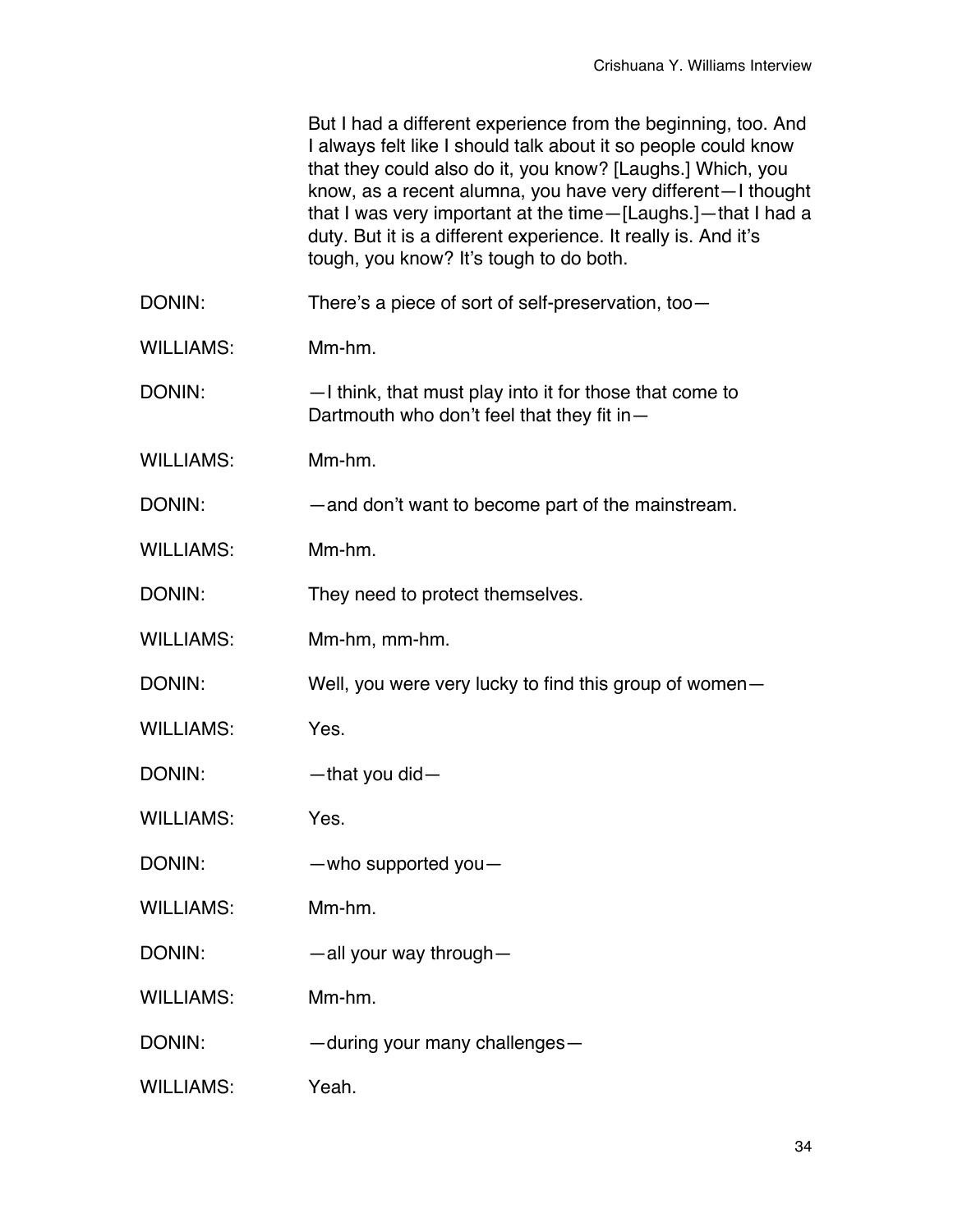But I had a different experience from the beginning, too. And I always felt like I should talk about it so people could know that they could also do it, you know? [Laughs.] Which, you know, as a recent alumna, you have very different—I thought that I was very important at the time—[Laughs.]—that I had a duty. But it is a different experience. It really is. And it's tough, you know? It's tough to do both.

DONIN: There's a piece of sort of self-preservation, too—

WILLIAMS: Mm-hm.

DONIN: —I think, that must play into it for those that come to Dartmouth who don't feel that they fit in—

WILLIAMS: Mm-hm.

DONIN: —and don't want to become part of the mainstream.

WILLIAMS: Mm-hm.

DONIN: They need to protect themselves.

WILLIAMS: Mm-hm, mm-hm.

DONIN: Well, you were very lucky to find this group of women—

WILLIAMS: Yes.

DONIN: —that you did—

WILLIAMS: Yes.

DONIN: —who supported you—

WILLIAMS: Mm-hm.

DONIN: —all your way through—

WILLIAMS: Mm-hm.

DONIN: —during your many challenges—

WILLIAMS: Yeah.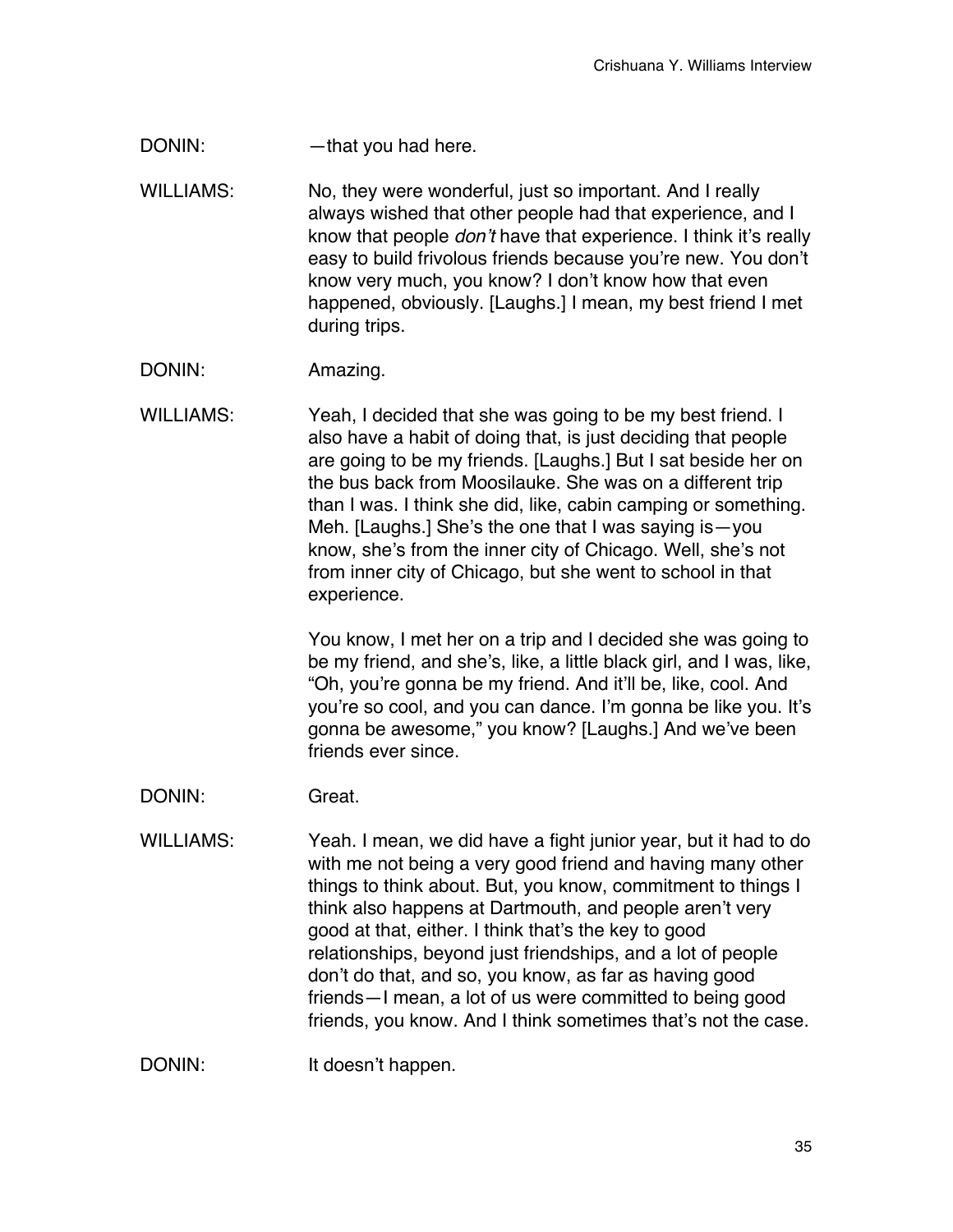DONIN: —that you had here.

WILLIAMS: No, they were wonderful, just so important. And I really always wished that other people had that experience, and I know that people *don't* have that experience. I think it's really easy to build frivolous friends because you're new. You don't know very much, you know? I don't know how that even happened, obviously. [Laughs.] I mean, my best friend I met during trips.

DONIN: Amazing.

WILLIAMS: Yeah, I decided that she was going to be my best friend. I also have a habit of doing that, is just deciding that people are going to be my friends. [Laughs.] But I sat beside her on the bus back from Moosilauke. She was on a different trip than I was. I think she did, like, cabin camping or something. Meh. [Laughs.] She's the one that I was saying is—you know, she's from the inner city of Chicago. Well, she's not from inner city of Chicago, but she went to school in that experience.

You know, I met her on a trip and I decided she was going to be my friend, and she's, like, a little black girl, and I was, like, "Oh, you're gonna be my friend. And it'll be, like, cool. And you're so cool, and you can dance. I'm gonna be like you. It's gonna be awesome," you know? [Laughs.] And we've been friends ever since.

DONIN: Great.

WILLIAMS: Yeah. I mean, we did have a fight junior year, but it had to do with me not being a very good friend and having many other things to think about. But, you know, commitment to things I think also happens at Dartmouth, and people aren't very good at that, either. I think that's the key to good relationships, beyond just friendships, and a lot of people don't do that, and so, you know, as far as having good friends—I mean, a lot of us were committed to being good friends, you know. And I think sometimes that's not the case.

DONIN: It doesn't happen.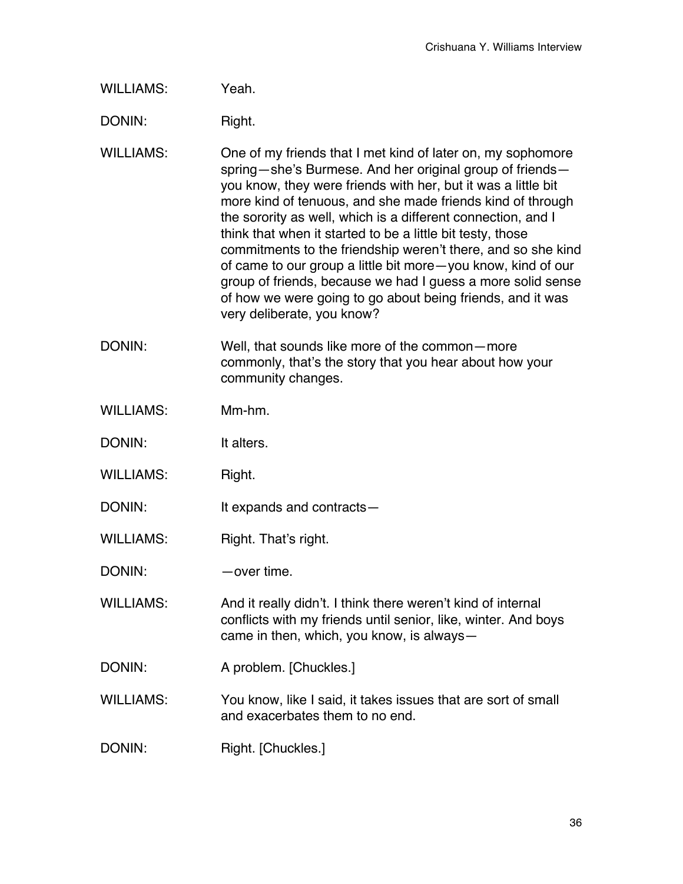WILLIAMS: Yeah.

DONIN: Right.

WILLIAMS: One of my friends that I met kind of later on, my sophomore spring—she's Burmese. And her original group of friends—you know, they were friends with her, but it was a little bit more kind of tenuous, and she made friends kind of through the sorority as well, which is a different connection, and I think that when it started to be a little bit testy, those commitments to the friendship weren't there, and so she kind of came to our group a little bit more—you know, kind of our group of friends, because we had I guess a more solid sense of how we were going to go about being friends, and it was very deliberate, you know?

DONIN: Well, that sounds like more of the common—more commonly, that's the story that you hear about how your community changes.

WILLIAMS: Mm-hm.

DONIN: It alters.

WILLIAMS: Right.

DONIN: It expands and contracts—

WILLIAMS: Right. That's right.

DONIN: —over time.

WILLIAMS: And it really didn't. I think there weren't kind of internal conflicts with my friends until senior, like, winter. And boys came in then, which, you know, is always—

DONIN: A problem. [Chuckles.]

WILLIAMS: You know, like I said, it takes issues that are sort of small and exacerbates them to no end.

DONIN: Right. [Chuckles.]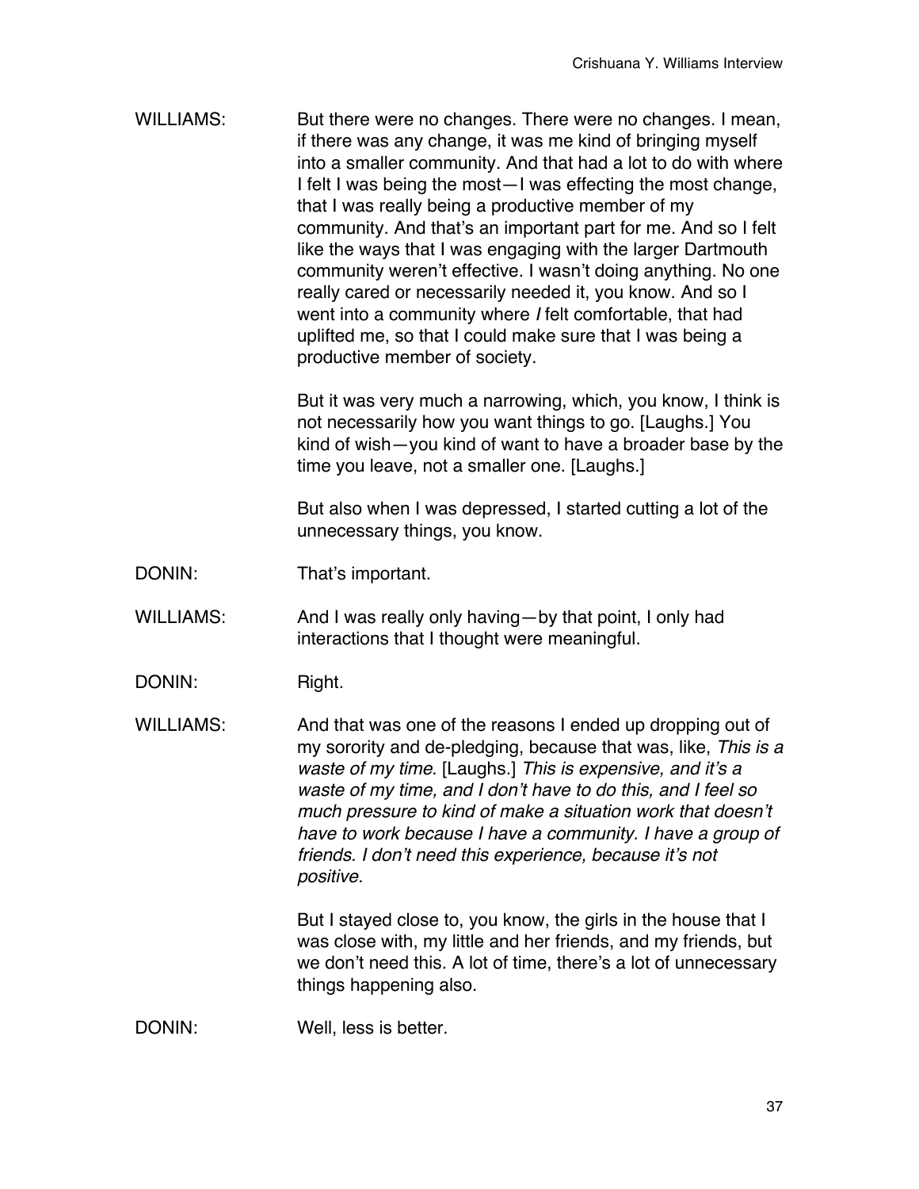WILLIAMS: But there were no changes. There were no changes. I mean, if there was any change, it was me kind of bringing myself into a smaller community. And that had a lot to do with where I felt I was being the most—I was effecting the most change, that I was really being a productive member of my community. And that's an important part for me. And so I felt like the ways that I was engaging with the larger Dartmouth community weren't effective. I wasn't doing anything. No one really cared or necessarily needed it, you know. And so I went into a community where *I* felt comfortable, that had uplifted me, so that I could make sure that I was being a productive member of society.

But it was very much a narrowing, which, you know, I think is not necessarily how you want things to go. [Laughs.] You kind of wish—you kind of want to have a broader base by the time you leave, not a smaller one. [Laughs.]

But also when I was depressed, I started cutting a lot of the unnecessary things, you know.

DONIN: That's important.

WILLIAMS: And I was really only having—by that point, I only had interactions that I thought were meaningful.

DONIN: Right.

WILLIAMS: And that was one of the reasons I ended up dropping out of my sorority and de-pledging, because that was, like, *This is a waste of my time*. [Laughs.] *This is expensive, and it's a waste of my time, and I don't have to do this, and I feel so much pressure to kind of make a situation work that doesn't have to work because I have a community. I have a group of friends. I don't need this experience, because it's not positive.*

But I stayed close to, you know, the girls in the house that I was close with, my little and her friends, and my friends, but we don't need this. A lot of time, there's a lot of unnecessary things happening also.

DONIN: Well, less is better.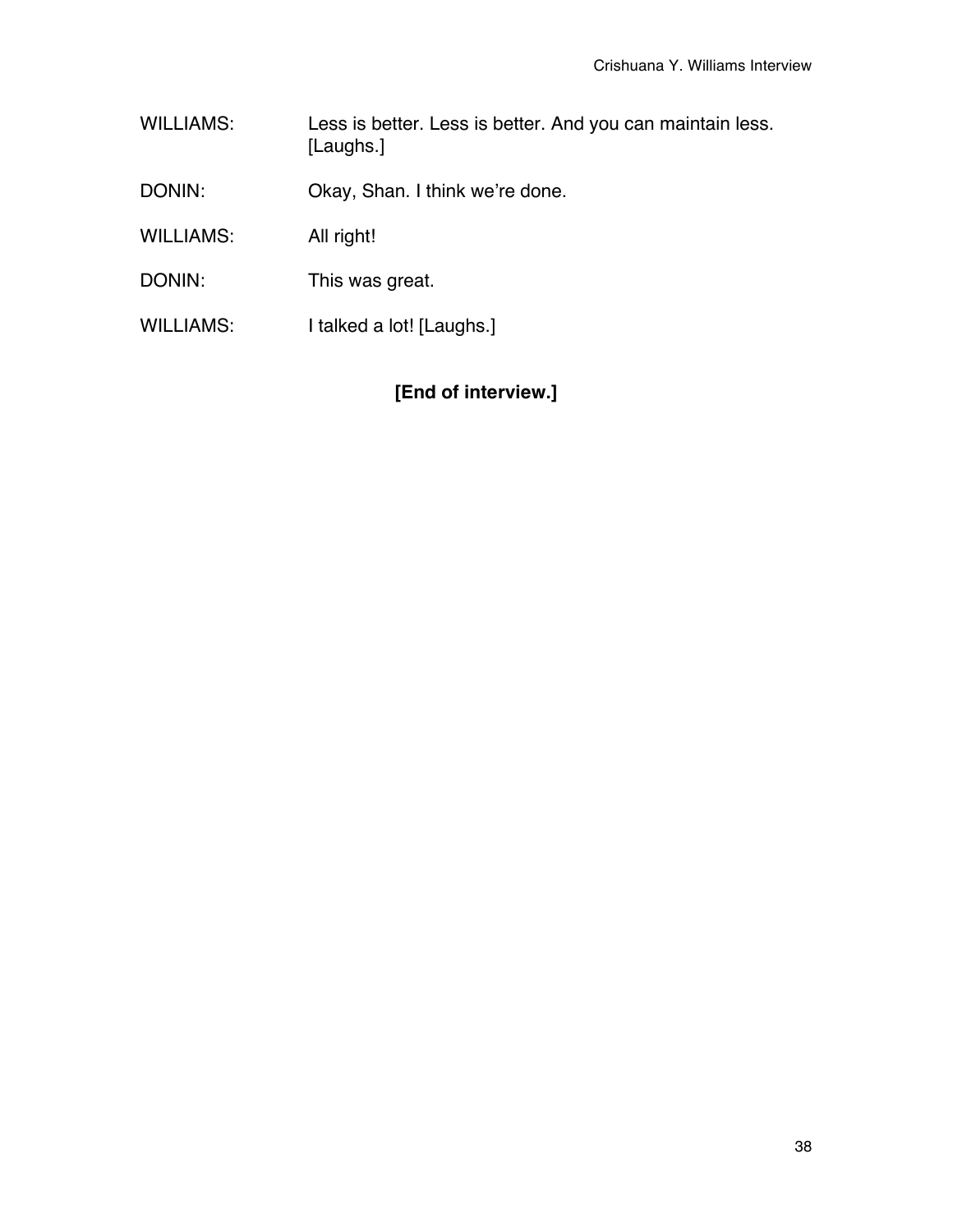WILLIAMS: Less is better. Less is better. And you can maintain less. [Laughs.]

DONIN: Okay, Shan. I think we're done.

WILLIAMS: All right!

DONIN: This was great.

WILLIAMS: I talked a lot! [Laughs.]

**[End of interview.]**